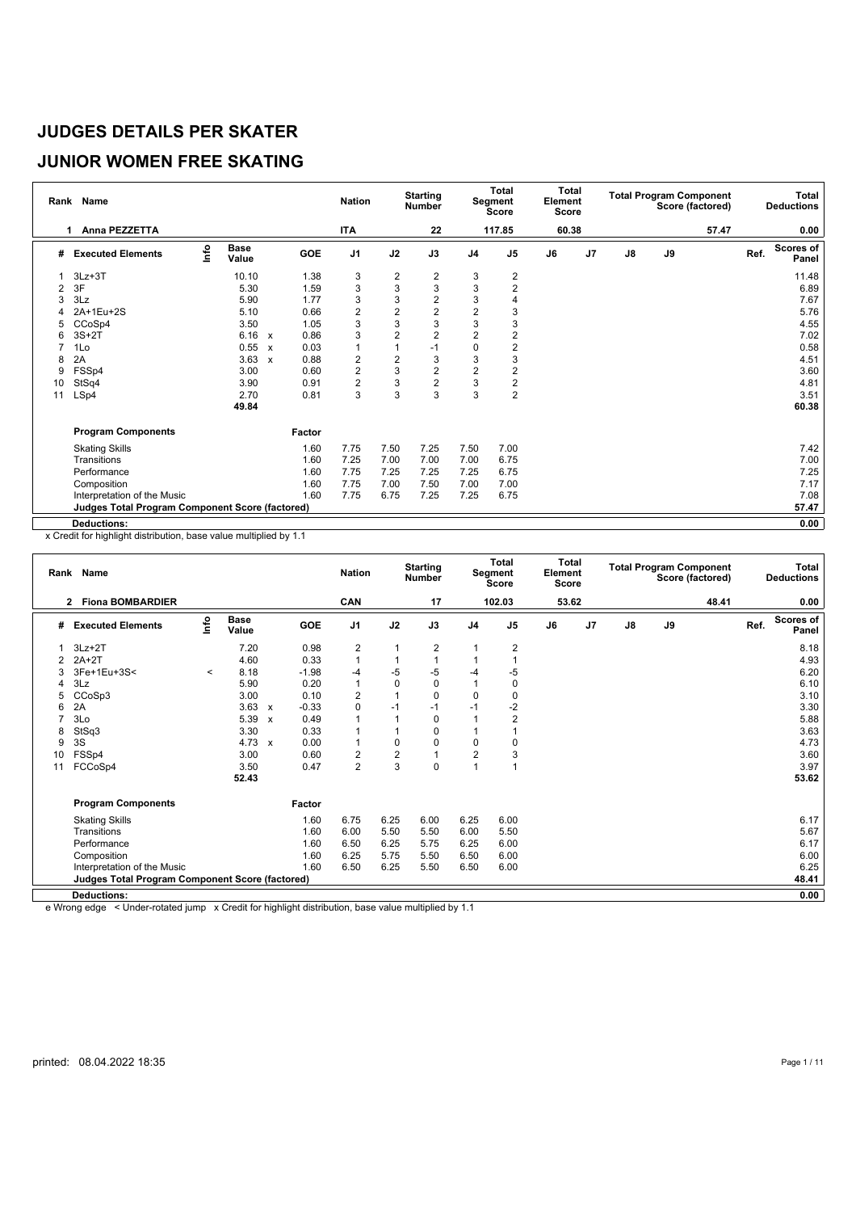# JUDGES DETAILS PER SKATER

## JUNIOR WOMEN FREE SKATING

| Rank | Name | Nation | Starting Number | Total Segment Score | Total Element Score | Total Program Component Score (factored) | Total Deductions |
|---|---|---|---|---|---|---|---|
| 1 | Anna PEZZETTA | ITA | 22 | 117.85 | 60.38 | 57.47 | 0.00 |

| # | Executed Elements | Info | Base Value | | GOE | J1 | J2 | J3 | J4 | J5 | J6 | J7 | J8 | J9 | Ref. | Scores of Panel |
|---|---|---|---|---|---|---|---|---|---|---|---|---|---|---|---|---|
| 1 | 3Lz+3T | | 10.10 | | 1.38 | 3 | 2 | 2 | 3 | 2 | | | | | | 11.48 |
| 2 | 3F | | 5.30 | | 1.59 | 3 | 3 | 3 | 3 | 2 | | | | | | 6.89 |
| 3 | 3Lz | | 5.90 | | 1.77 | 3 | 3 | 2 | 3 | 4 | | | | | | 7.67 |
| 4 | 2A+1Eu+2S | | 5.10 | | 0.66 | 2 | 2 | 2 | 2 | 3 | | | | | | 5.76 |
| 5 | CCoSp4 | | 3.50 | | 1.05 | 3 | 3 | 3 | 3 | 3 | | | | | | 4.55 |
| 6 | 3S+2T | | 6.16 | x | 0.86 | 3 | 2 | 2 | 2 | 2 | | | | | | 7.02 |
| 7 | 1Lo | | 0.55 | x | 0.03 | 1 | 1 | -1 | 0 | 2 | | | | | | 0.58 |
| 8 | 2A | | 3.63 | x | 0.88 | 2 | 2 | 3 | 3 | 3 | | | | | | 4.51 |
| 9 | FSSp4 | | 3.00 | | 0.60 | 2 | 3 | 2 | 2 | 2 | | | | | | 3.60 |
| 10 | StSq4 | | 3.90 | | 0.91 | 2 | 3 | 2 | 3 | 2 | | | | | | 4.81 |
| 11 | LSp4 | | 2.70 | | 0.81 | 3 | 3 | 3 | 3 | 2 | | | | | | 3.51 |
| | | | 49.84 | | | | | | | | | | | | | 60.38 |

| Program Components | Factor | J1 | J2 | J3 | J4 | J5 | J6 | J7 | J8 | J9 | Ref. | Scores of Panel |
|---|---|---|---|---|---|---|---|---|---|---|---|---|
| Skating Skills | 1.60 | 7.75 | 7.50 | 7.25 | 7.50 | 7.00 | | | | | | 7.42 |
| Transitions | 1.60 | 7.25 | 7.00 | 7.00 | 7.00 | 6.75 | | | | | | 7.00 |
| Performance | 1.60 | 7.75 | 7.25 | 7.25 | 7.25 | 6.75 | | | | | | 7.25 |
| Composition | 1.60 | 7.75 | 7.00 | 7.50 | 7.00 | 7.00 | | | | | | 7.17 |
| Interpretation of the Music | 1.60 | 7.75 | 6.75 | 7.25 | 7.25 | 6.75 | | | | | | 7.08 |
| Judges Total Program Component Score (factored) | | | | | | | | | | | | 57.47 |
| Deductions: | | | | | | | | | | | | 0.00 |

x Credit for highlight distribution, base value multiplied by 1.1

| Rank | Name | Nation | Starting Number | Total Segment Score | Total Element Score | Total Program Component Score (factored) | Total Deductions |
|---|---|---|---|---|---|---|---|
| 2 | Fiona BOMBARDIER | CAN | 17 | 102.03 | 53.62 | 48.41 | 0.00 |

| # | Executed Elements | Info | Base Value | | GOE | J1 | J2 | J3 | J4 | J5 | J6 | J7 | J8 | J9 | Ref. | Scores of Panel |
|---|---|---|---|---|---|---|---|---|---|---|---|---|---|---|---|---|
| 1 | 3Lz+2T | | 7.20 | | 0.98 | 2 | 1 | 2 | 1 | 2 | | | | | | 8.18 |
| 2 | 2A+2T | | 4.60 | | 0.33 | 1 | 1 | 1 | 1 | 1 | | | | | | 4.93 |
| 3 | 3Fe+1Eu+3S< | < | 8.18 | | -1.98 | -4 | -5 | -5 | -4 | -5 | | | | | | 6.20 |
| 4 | 3Lz | | 5.90 | | 0.20 | 1 | 0 | 0 | 1 | 0 | | | | | | 6.10 |
| 5 | CCoSp3 | | 3.00 | | 0.10 | 2 | 1 | 0 | 0 | 0 | | | | | | 3.10 |
| 6 | 2A | | 3.63 | x | -0.33 | 0 | -1 | -1 | -1 | -2 | | | | | | 3.30 |
| 7 | 3Lo | | 5.39 | x | 0.49 | 1 | 1 | 0 | 1 | 2 | | | | | | 5.88 |
| 8 | StSq3 | | 3.30 | | 0.33 | 1 | 1 | 0 | 1 | 1 | | | | | | 3.63 |
| 9 | 3S | | 4.73 | x | 0.00 | 1 | 0 | 0 | 0 | 0 | | | | | | 4.73 |
| 10 | FSSp4 | | 3.00 | | 0.60 | 2 | 2 | 1 | 2 | 3 | | | | | | 3.60 |
| 11 | FCCoSp4 | | 3.50 | | 0.47 | 2 | 3 | 0 | 1 | 1 | | | | | | 3.97 |
| | | | 52.43 | | | | | | | | | | | | | 53.62 |

| Program Components | Factor | J1 | J2 | J3 | J4 | J5 | J6 | J7 | J8 | J9 | Ref. | Scores of Panel |
|---|---|---|---|---|---|---|---|---|---|---|---|---|
| Skating Skills | 1.60 | 6.75 | 6.25 | 6.00 | 6.25 | 6.00 | | | | | | 6.17 |
| Transitions | 1.60 | 6.00 | 5.50 | 5.50 | 6.00 | 5.50 | | | | | | 5.67 |
| Performance | 1.60 | 6.50 | 6.25 | 5.75 | 6.25 | 6.00 | | | | | | 6.17 |
| Composition | 1.60 | 6.25 | 5.75 | 5.50 | 6.50 | 6.00 | | | | | | 6.00 |
| Interpretation of the Music | 1.60 | 6.50 | 6.25 | 5.50 | 6.50 | 6.00 | | | | | | 6.25 |
| Judges Total Program Component Score (factored) | | | | | | | | | | | | 48.41 |
| Deductions: | | | | | | | | | | | | 0.00 |

e Wrong edge < Under-rotated jump x Credit for highlight distribution, base value multiplied by 1.1

printed: 08.04.2022 18:35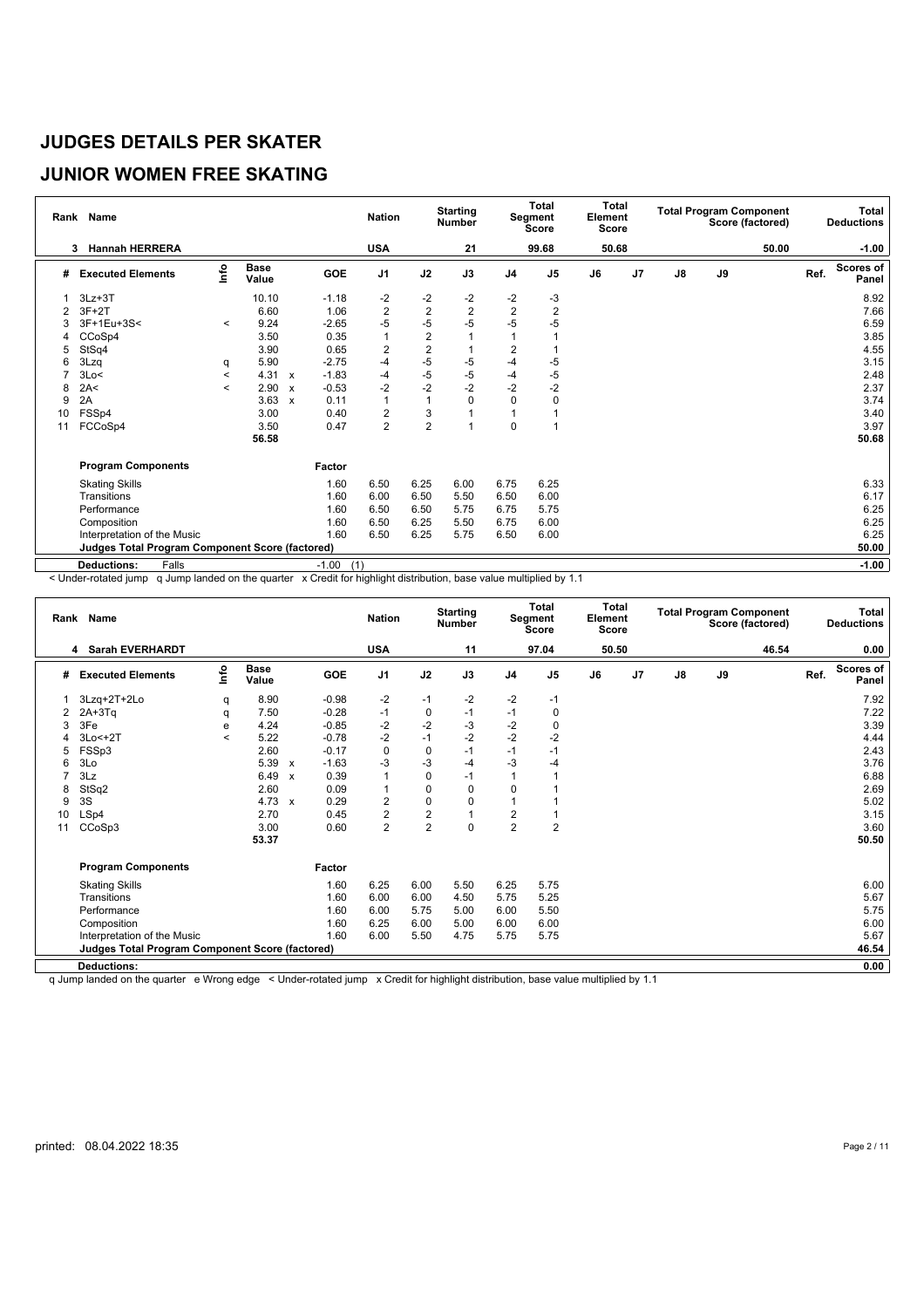# JUDGES DETAILS PER SKATER

## JUNIOR WOMEN FREE SKATING

| Rank | Name | Nation | Starting Number | Total Segment Score | Total Element Score | Total Program Component Score (factored) | Total Deductions |
|---|---|---|---|---|---|---|---|
| 3 | Hannah HERRERA | USA | 21 | 99.68 | 50.68 | 50.00 | -1.00 |

| # | Executed Elements | Info | Base Value | | GOE | J1 | J2 | J3 | J4 | J5 | J6 | J7 | J8 | J9 | Ref. | Scores of Panel |
|---|---|---|---|---|---|---|---|---|---|---|---|---|---|---|---|---|
| 1 | 3Lz+3T | | 10.10 | | -1.18 | -2 | -2 | -2 | -2 | -3 | | | | | | 8.92 |
| 2 | 3F+2T | | 6.60 | | 1.06 | 2 | 2 | 2 | 2 | 2 | | | | | | 7.66 |
| 3 | 3F+1Eu+3S< | < | 9.24 | | -2.65 | -5 | -5 | -5 | -5 | -5 | | | | | | 6.59 |
| 4 | CCoSp4 | | 3.50 | | 0.35 | 1 | 2 | 1 | 1 | 1 | | | | | | 3.85 |
| 5 | StSq4 | | 3.90 | | 0.65 | 2 | 2 | 1 | 2 | 1 | | | | | | 4.55 |
| 6 | 3Lzq | q | 5.90 | | -2.75 | -4 | -5 | -5 | -4 | -5 | | | | | | 3.15 |
| 7 | 3Lo< | < | 4.31 | x | -1.83 | -4 | -5 | -5 | -4 | -5 | | | | | | 2.48 |
| 8 | 2A< | < | 2.90 | x | -0.53 | -2 | -2 | -2 | -2 | -2 | | | | | | 2.37 |
| 9 | 2A | | 3.63 | x | 0.11 | 1 | 1 | 0 | 0 | 0 | | | | | | 3.74 |
| 10 | FSSp4 | | 3.00 | | 0.40 | 2 | 3 | 1 | 1 | 1 | | | | | | 3.40 |
| 11 | FCCoSp4 | | 3.50 | | 0.47 | 2 | 2 | 1 | 0 | 1 | | | | | | 3.97 |
| | | | 56.58 | | | | | | | | | | | | | 50.68 |

| Program Components | Factor | J1 | J2 | J3 | J4 | J5 | J6 | J7 | J8 | J9 | | Scores of Panel |
|---|---|---|---|---|---|---|---|---|---|---|---|---|
| Skating Skills | 1.60 | 6.50 | 6.25 | 6.00 | 6.75 | 6.25 | | | | | | 6.33 |
| Transitions | 1.60 | 6.00 | 6.50 | 5.50 | 6.50 | 6.00 | | | | | | 6.17 |
| Performance | 1.60 | 6.50 | 6.50 | 5.75 | 6.75 | 5.75 | | | | | | 6.25 |
| Composition | 1.60 | 6.50 | 6.25 | 5.50 | 6.75 | 6.00 | | | | | | 6.25 |
| Interpretation of the Music | 1.60 | 6.50 | 6.25 | 5.75 | 6.50 | 6.00 | | | | | | 6.25 |
| **Judges Total Program Component Score (factored)** | | | | | | | | | | | | 50.00 |
| **Deductions:** Falls | -1.00 (1) | | | | | | | | | | | -1.00 |

< Under-rotated jump q Jump landed on the quarter x Credit for highlight distribution, base value multiplied by 1.1

| Rank | Name | Nation | Starting Number | Total Segment Score | Total Element Score | Total Program Component Score (factored) | Total Deductions |
|---|---|---|---|---|---|---|---|
| 4 | Sarah EVERHARDT | USA | 11 | 97.04 | 50.50 | 46.54 | 0.00 |

| # | Executed Elements | Info | Base Value | | GOE | J1 | J2 | J3 | J4 | J5 | J6 | J7 | J8 | J9 | Ref. | Scores of Panel |
|---|---|---|---|---|---|---|---|---|---|---|---|---|---|---|---|---|
| 1 | 3Lzq+2T+2Lo | q | 8.90 | | -0.98 | -2 | -1 | -2 | -2 | -1 | | | | | | 7.92 |
| 2 | 2A+3Tq | q | 7.50 | | -0.28 | -1 | 0 | -1 | -1 | 0 | | | | | | 7.22 |
| 3 | 3Fe | e | 4.24 | | -0.85 | -2 | -2 | -3 | -2 | 0 | | | | | | 3.39 |
| 4 | 3Lo<+2T | < | 5.22 | | -0.78 | -2 | -1 | -2 | -2 | -2 | | | | | | 4.44 |
| 5 | FSSp3 | | 2.60 | | -0.17 | 0 | 0 | -1 | -1 | -1 | | | | | | 2.43 |
| 6 | 3Lo | | 5.39 | x | -1.63 | -3 | -3 | -4 | -3 | -4 | | | | | | 3.76 |
| 7 | 3Lz | | 6.49 | x | 0.39 | 1 | 0 | -1 | 1 | 1 | | | | | | 6.88 |
| 8 | StSq2 | | 2.60 | | 0.09 | 1 | 0 | 0 | 0 | 1 | | | | | | 2.69 |
| 9 | 3S | | 4.73 | x | 0.29 | 2 | 0 | 0 | 1 | 1 | | | | | | 5.02 |
| 10 | LSp4 | | 2.70 | | 0.45 | 2 | 2 | 1 | 2 | 1 | | | | | | 3.15 |
| 11 | CCoSp3 | | 3.00 | | 0.60 | 2 | 2 | 0 | 2 | 2 | | | | | | 3.60 |
| | | | 53.37 | | | | | | | | | | | | | 50.50 |

| Program Components | Factor | J1 | J2 | J3 | J4 | J5 | J6 | J7 | J8 | J9 | | Scores of Panel |
|---|---|---|---|---|---|---|---|---|---|---|---|---|
| Skating Skills | 1.60 | 6.25 | 6.00 | 5.50 | 6.25 | 5.75 | | | | | | 6.00 |
| Transitions | 1.60 | 6.00 | 6.00 | 4.50 | 5.75 | 5.25 | | | | | | 5.67 |
| Performance | 1.60 | 6.00 | 5.75 | 5.00 | 6.00 | 5.50 | | | | | | 5.75 |
| Composition | 1.60 | 6.25 | 6.00 | 5.00 | 6.00 | 6.00 | | | | | | 6.00 |
| Interpretation of the Music | 1.60 | 6.00 | 5.50 | 4.75 | 5.75 | 5.75 | | | | | | 5.67 |
| **Judges Total Program Component Score (factored)** | | | | | | | | | | | | 46.54 |
| **Deductions:** | | | | | | | | | | | | 0.00 |

q Jump landed on the quarter e Wrong edge < Under-rotated jump x Credit for highlight distribution, base value multiplied by 1.1

printed: 08.04.2022 18:35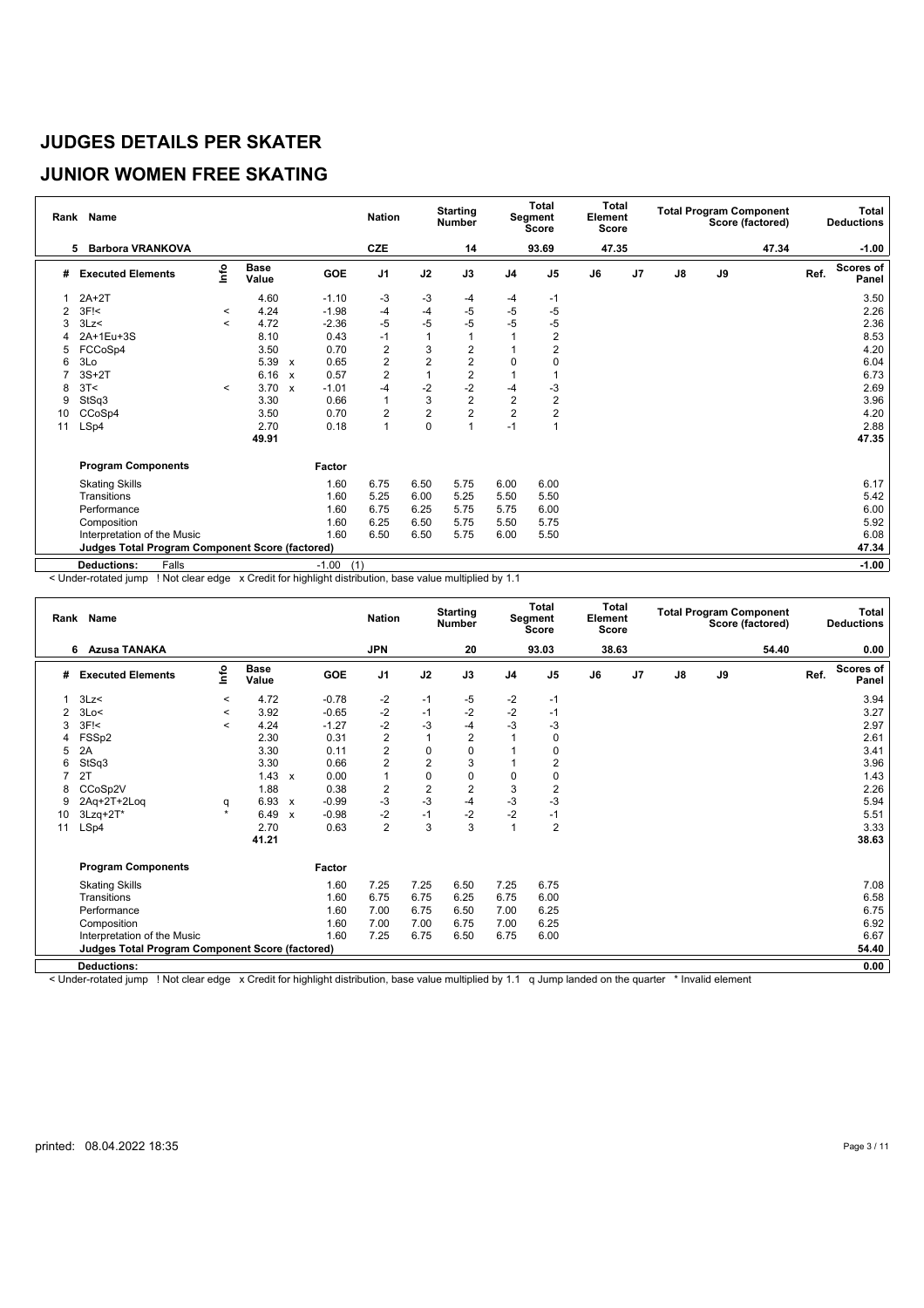# JUDGES DETAILS PER SKATER

## JUNIOR WOMEN FREE SKATING

| Rank | Name | Nation | Starting Number | Total Segment Score | Total Element Score | Total Program Component Score (factored) | Total Deductions |
|---|---|---|---|---|---|---|---|
| 5 | Barbora VRANKOVA | CZE | 14 | 93.69 | 47.35 | 47.34 | -1.00 |

| # | Executed Elements | Info | Base Value | | GOE | J1 | J2 | J3 | J4 | J5 | J6 | J7 | J8 | J9 | Ref. | Scores of Panel |
|---|---|---|---|---|---|---|---|---|---|---|---|---|---|---|---|---|
| 1 | 2A+2T | | 4.60 | | -1.10 | -3 | -3 | -4 | -4 | -1 | | | | | | 3.50 |
| 2 | 3F!< | < | 4.24 | | -1.98 | -4 | -4 | -5 | -5 | -5 | | | | | | 2.26 |
| 3 | 3Lz< | < | 4.72 | | -2.36 | -5 | -5 | -5 | -5 | -5 | | | | | | 2.36 |
| 4 | 2A+1Eu+3S | | 8.10 | | 0.43 | -1 | 1 | 1 | 1 | 2 | | | | | | 8.53 |
| 5 | FCCoSp4 | | 3.50 | | 0.70 | 2 | 3 | 2 | 1 | 2 | | | | | | 4.20 |
| 6 | 3Lo | | 5.39 | x | 0.65 | 2 | 2 | 2 | 0 | 0 | | | | | | 6.04 |
| 7 | 3S+2T | | 6.16 | x | 0.57 | 2 | 1 | 2 | 1 | 1 | | | | | | 6.73 |
| 8 | 3T< | < | 3.70 | x | -1.01 | -4 | -2 | -2 | -4 | -3 | | | | | | 2.69 |
| 9 | StSq3 | | 3.30 | | 0.66 | 1 | 3 | 2 | 2 | 2 | | | | | | 3.96 |
| 10 | CCoSp4 | | 3.50 | | 0.70 | 2 | 2 | 2 | 2 | 2 | | | | | | 4.20 |
| 11 | LSp4 | | 2.70 | | 0.18 | 1 | 0 | 1 | -1 | 1 | | | | | | 2.88 |
| | | | 49.91 | | | | | | | | | | | | | 47.35 |
| | **Program Components** | | | | Factor | | | | | | | | | | | |
| | Skating Skills | | | | 1.60 | 6.75 | 6.50 | 5.75 | 6.00 | 6.00 | | | | | | 6.17 |
| | Transitions | | | | 1.60 | 5.25 | 6.00 | 5.25 | 5.50 | 5.50 | | | | | | 5.42 |
| | Performance | | | | 1.60 | 6.75 | 6.25 | 5.75 | 5.75 | 6.00 | | | | | | 6.00 |
| | Composition | | | | 1.60 | 6.25 | 6.50 | 5.75 | 5.50 | 5.75 | | | | | | 5.92 |
| | Interpretation of the Music | | | | 1.60 | 6.50 | 6.50 | 5.75 | 6.00 | 5.50 | | | | | | 6.08 |
| | **Judges Total Program Component Score (factored)** | | | | | | | | | | | | | | | 47.34 |
| | **Deductions:** Falls | | | | -1.00 (1) | | | | | | | | | | | -1.00 |

< Under-rotated jump ! Not clear edge x Credit for highlight distribution, base value multiplied by 1.1

| Rank | Name | Nation | Starting Number | Total Segment Score | Total Element Score | Total Program Component Score (factored) | Total Deductions |
|---|---|---|---|---|---|---|---|
| 6 | Azusa TANAKA | JPN | 20 | 93.03 | 38.63 | 54.40 | 0.00 |

| # | Executed Elements | Info | Base Value | | GOE | J1 | J2 | J3 | J4 | J5 | J6 | J7 | J8 | J9 | Ref. | Scores of Panel |
|---|---|---|---|---|---|---|---|---|---|---|---|---|---|---|---|---|
| 1 | 3Lz< | < | 4.72 | | -0.78 | -2 | -1 | -5 | -2 | -1 | | | | | | 3.94 |
| 2 | 3Lo< | < | 3.92 | | -0.65 | -2 | -1 | -2 | -2 | -1 | | | | | | 3.27 |
| 3 | 3F!< | < | 4.24 | | -1.27 | -2 | -3 | -4 | -3 | -3 | | | | | | 2.97 |
| 4 | FSSp2 | | 2.30 | | 0.31 | 2 | 1 | 2 | 1 | 0 | | | | | | 2.61 |
| 5 | 2A | | 3.30 | | 0.11 | 2 | 0 | 0 | 1 | 0 | | | | | | 3.41 |
| 6 | StSq3 | | 3.30 | | 0.66 | 2 | 2 | 3 | 1 | 2 | | | | | | 3.96 |
| 7 | 2T | | 1.43 | x | 0.00 | 1 | 0 | 0 | 0 | 0 | | | | | | 1.43 |
| 8 | CCoSp2V | | 1.88 | | 0.38 | 2 | 2 | 2 | 3 | 2 | | | | | | 2.26 |
| 9 | 2Aq+2T+2Loq | q | 6.93 | x | -0.99 | -3 | -3 | -4 | -3 | -3 | | | | | | 5.94 |
| 10 | 3Lzq+2T* | * | 6.49 | x | -0.98 | -2 | -1 | -2 | -2 | -1 | | | | | | 5.51 |
| 11 | LSp4 | | 2.70 | | 0.63 | 2 | 3 | 3 | 1 | 2 | | | | | | 3.33 |
| | | | 41.21 | | | | | | | | | | | | | 38.63 |
| | **Program Components** | | | | Factor | | | | | | | | | | | |
| | Skating Skills | | | | 1.60 | 7.25 | 7.25 | 6.50 | 7.25 | 6.75 | | | | | | 7.08 |
| | Transitions | | | | 1.60 | 6.75 | 6.75 | 6.25 | 6.75 | 6.00 | | | | | | 6.58 |
| | Performance | | | | 1.60 | 7.00 | 6.75 | 6.50 | 7.00 | 6.25 | | | | | | 6.75 |
| | Composition | | | | 1.60 | 7.00 | 7.00 | 6.75 | 7.00 | 6.25 | | | | | | 6.92 |
| | Interpretation of the Music | | | | 1.60 | 7.25 | 6.75 | 6.50 | 6.75 | 6.00 | | | | | | 6.67 |
| | **Judges Total Program Component Score (factored)** | | | | | | | | | | | | | | | 54.40 |
| | **Deductions:** | | | | | | | | | | | | | | | 0.00 |

< Under-rotated jump ! Not clear edge x Credit for highlight distribution, base value multiplied by 1.1 q Jump landed on the quarter * Invalid element

printed: 08.04.2022 18:35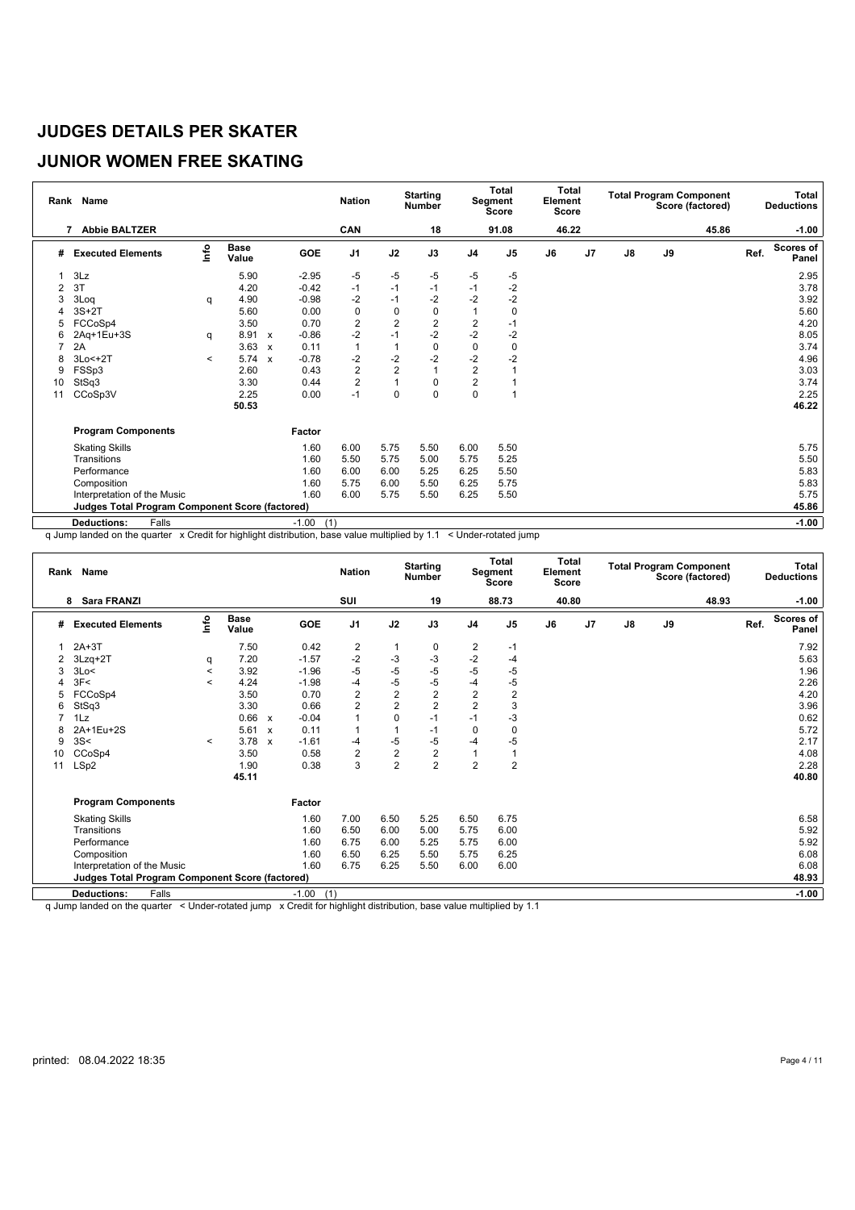# JUDGES DETAILS PER SKATER

## JUNIOR WOMEN FREE SKATING

| Rank | Name | Nation | Starting Number | Total Segment Score | Total Element Score | Total Program Component Score (factored) | Total Deductions |
|---|---|---|---|---|---|---|---|
| 7 | Abbie BALTZER | CAN | 18 | 91.08 | 46.22 | 45.86 | -1.00 |

| # | Executed Elements | Info | Base Value | | GOE | J1 | J2 | J3 | J4 | J5 | J6 | J7 | J8 | J9 | Ref. | Scores of Panel |
|---|---|---|---|---|---|---|---|---|---|---|---|---|---|---|---|---|
| 1 | 3Lz | | 5.90 | | -2.95 | -5 | -5 | -5 | -5 | -5 | | | | | | 2.95 |
| 2 | 3T | | 4.20 | | -0.42 | -1 | -1 | -1 | -1 | -2 | | | | | | 3.78 |
| 3 | 3Loq | q | 4.90 | | -0.98 | -2 | -1 | -2 | -2 | -2 | | | | | | 3.92 |
| 4 | 3S+2T | | 5.60 | | 0.00 | 0 | 0 | 0 | 1 | 0 | | | | | | 5.60 |
| 5 | FCCoSp4 | | 3.50 | | 0.70 | 2 | 2 | 2 | 2 | -1 | | | | | | 4.20 |
| 6 | 2Aq+1Eu+3S | q | 8.91 | x | -0.86 | -2 | -1 | -2 | -2 | -2 | | | | | | 8.05 |
| 7 | 2A | | 3.63 | x | 0.11 | 1 | 1 | 0 | 0 | 0 | | | | | | 3.74 |
| 8 | 3Lo<+2T | < | 5.74 | x | -0.78 | -2 | -2 | -2 | -2 | -2 | | | | | | 4.96 |
| 9 | FSSp3 | | 2.60 | | 0.43 | 2 | 2 | 1 | 2 | 1 | | | | | | 3.03 |
| 10 | StSq3 | | 3.30 | | 0.44 | 2 | 1 | 0 | 2 | 1 | | | | | | 3.74 |
| 11 | CCoSp3V | | 2.25 | | 0.00 | -1 | 0 | 0 | 0 | 1 | | | | | | 2.25 |
| | | | 50.53 | | | | | | | | | | | | | 46.22 |

| Program Components | Factor | J1 | J2 | J3 | J4 | J5 | J6 | J7 | J8 | J9 | Scores of Panel |
|---|---|---|---|---|---|---|---|---|---|---|---|
| Skating Skills | 1.60 | 6.00 | 5.75 | 5.50 | 6.00 | 5.50 | | | | | 5.75 |
| Transitions | 1.60 | 5.50 | 5.75 | 5.00 | 5.75 | 5.25 | | | | | 5.50 |
| Performance | 1.60 | 6.00 | 6.00 | 5.25 | 6.25 | 5.50 | | | | | 5.83 |
| Composition | 1.60 | 5.75 | 6.00 | 5.50 | 6.25 | 5.75 | | | | | 5.83 |
| Interpretation of the Music | 1.60 | 6.00 | 5.75 | 5.50 | 6.25 | 5.50 | | | | | 5.75 |
| Judges Total Program Component Score (factored) | | | | | | | | | | | 45.86 |
| Deductions: Falls | -1.00 (1) | | | | | | | | | | -1.00 |

q Jump landed on the quarter   x Credit for highlight distribution, base value multiplied by 1.1   < Under-rotated jump

| Rank | Name | Nation | Starting Number | Total Segment Score | Total Element Score | Total Program Component Score (factored) | Total Deductions |
|---|---|---|---|---|---|---|---|
| 8 | Sara FRANZI | SUI | 19 | 88.73 | 40.80 | 48.93 | -1.00 |

| # | Executed Elements | Info | Base Value | | GOE | J1 | J2 | J3 | J4 | J5 | J6 | J7 | J8 | J9 | Ref. | Scores of Panel |
|---|---|---|---|---|---|---|---|---|---|---|---|---|---|---|---|---|
| 1 | 2A+3T | | 7.50 | | 0.42 | 2 | 1 | 0 | 2 | -1 | | | | | | 7.92 |
| 2 | 3Lzq+2T | q | 7.20 | | -1.57 | -2 | -3 | -3 | -2 | -4 | | | | | | 5.63 |
| 3 | 3Lo< | < | 3.92 | | -1.96 | -5 | -5 | -5 | -5 | -5 | | | | | | 1.96 |
| 4 | 3F< | < | 4.24 | | -1.98 | -4 | -5 | -5 | -4 | -5 | | | | | | 2.26 |
| 5 | FCCoSp4 | | 3.50 | | 0.70 | 2 | 2 | 2 | 2 | 2 | | | | | | 4.20 |
| 6 | StSq3 | | 3.30 | | 0.66 | 2 | 2 | 2 | 2 | 3 | | | | | | 3.96 |
| 7 | 1Lz | | 0.66 | x | -0.04 | 1 | 0 | -1 | -1 | -3 | | | | | | 0.62 |
| 8 | 2A+1Eu+2S | | 5.61 | x | 0.11 | 1 | 1 | -1 | 0 | 0 | | | | | | 5.72 |
| 9 | 3S< | < | 3.78 | x | -1.61 | -4 | -5 | -5 | -4 | -5 | | | | | | 2.17 |
| 10 | CCoSp4 | | 3.50 | | 0.58 | 2 | 2 | 2 | 1 | 1 | | | | | | 4.08 |
| 11 | LSp2 | | 1.90 | | 0.38 | 3 | 2 | 2 | 2 | 2 | | | | | | 2.28 |
| | | | 45.11 | | | | | | | | | | | | | 40.80 |

| Program Components | Factor | J1 | J2 | J3 | J4 | J5 | J6 | J7 | J8 | J9 | Scores of Panel |
|---|---|---|---|---|---|---|---|---|---|---|---|
| Skating Skills | 1.60 | 7.00 | 6.50 | 5.25 | 6.50 | 6.75 | | | | | 6.58 |
| Transitions | 1.60 | 6.50 | 6.00 | 5.00 | 5.75 | 6.00 | | | | | 5.92 |
| Performance | 1.60 | 6.75 | 6.00 | 5.25 | 5.75 | 6.00 | | | | | 5.92 |
| Composition | 1.60 | 6.50 | 6.25 | 5.50 | 5.75 | 6.25 | | | | | 6.08 |
| Interpretation of the Music | 1.60 | 6.75 | 6.25 | 5.50 | 6.00 | 6.00 | | | | | 6.08 |
| Judges Total Program Component Score (factored) | | | | | | | | | | | 48.93 |
| Deductions: Falls | -1.00 (1) | | | | | | | | | | -1.00 |

q Jump landed on the quarter   < Under-rotated jump   x Credit for highlight distribution, base value multiplied by 1.1

printed: 08.04.2022 18:35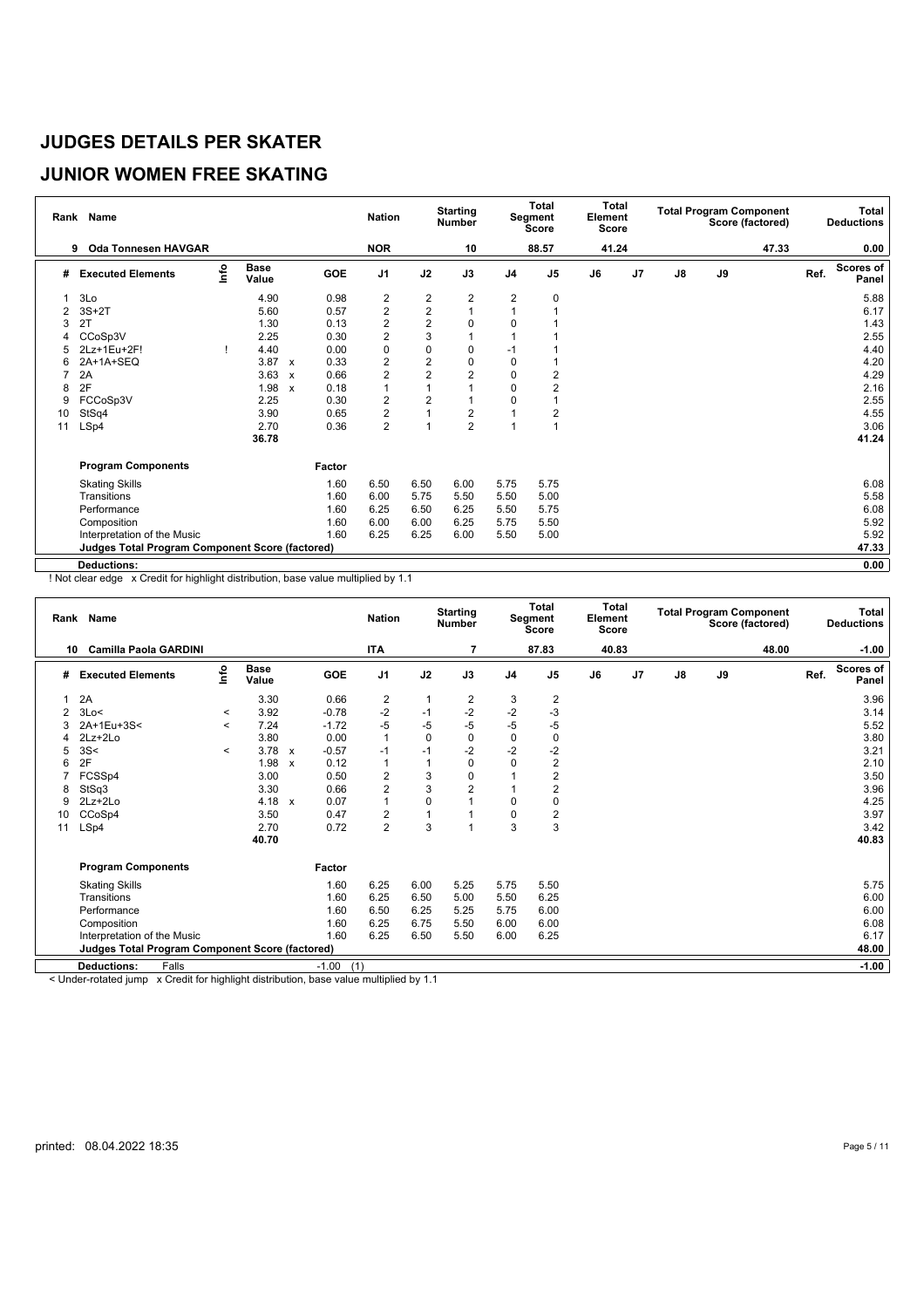# JUDGES DETAILS PER SKATER

## JUNIOR WOMEN FREE SKATING

| Rank | Name | Nation | Starting Number | Total Segment Score | Total Element Score | Total Program Component Score (factored) | Total Deductions |
|---|---|---|---|---|---|---|---|
| 9 | Oda Tonnesen HAVGAR | NOR | 10 | 88.57 | 41.24 | 47.33 | 0.00 |

| # | Executed Elements | Info | Base Value | | GOE | J1 | J2 | J3 | J4 | J5 | J6 | J7 | J8 | J9 | Ref. | Scores of Panel |
|---|---|---|---|---|---|---|---|---|---|---|---|---|---|---|---|---|
| 1 | 3Lo | | 4.90 | | 0.98 | 2 | 2 | 2 | 2 | 0 | | | | | | 5.88 |
| 2 | 3S+2T | | 5.60 | | 0.57 | 2 | 2 | 1 | 1 | 1 | | | | | | 6.17 |
| 3 | 2T | | 1.30 | | 0.13 | 2 | 2 | 0 | 0 | 1 | | | | | | 1.43 |
| 4 | CCoSp3V | | 2.25 | | 0.30 | 2 | 3 | 1 | 1 | 1 | | | | | | 2.55 |
| 5 | 2Lz+1Eu+2F! | ! | 4.40 | | 0.00 | 0 | 0 | 0 | -1 | 1 | | | | | | 4.40 |
| 6 | 2A+1A+SEQ | | 3.87 | x | 0.33 | 2 | 2 | 0 | 0 | 1 | | | | | | 4.20 |
| 7 | 2A | | 3.63 | x | 0.66 | 2 | 2 | 2 | 0 | 2 | | | | | | 4.29 |
| 8 | 2F | | 1.98 | x | 0.18 | 1 | 1 | 1 | 0 | 2 | | | | | | 2.16 |
| 9 | FCCoSp3V | | 2.25 | | 0.30 | 2 | 2 | 1 | 0 | 1 | | | | | | 2.55 |
| 10 | StSq4 | | 3.90 | | 0.65 | 2 | 1 | 2 | 1 | 2 | | | | | | 4.55 |
| 11 | LSp4 | | 2.70 | | 0.36 | 2 | 1 | 2 | 1 | 1 | | | | | | 3.06 |
| | | | 36.78 | | | | | | | | | | | | | 41.24 |

| Program Components | Factor | J1 | J2 | J3 | J4 | J5 | J6 | J7 | J8 | J9 | Scores of Panel |
|---|---|---|---|---|---|---|---|---|---|---|---|
| Skating Skills | 1.60 | 6.50 | 6.50 | 6.00 | 5.75 | 5.75 | | | | | 6.08 |
| Transitions | 1.60 | 6.00 | 5.75 | 5.50 | 5.50 | 5.00 | | | | | 5.58 |
| Performance | 1.60 | 6.25 | 6.50 | 6.25 | 5.50 | 5.75 | | | | | 6.08 |
| Composition | 1.60 | 6.00 | 6.00 | 6.25 | 5.75 | 5.50 | | | | | 5.92 |
| Interpretation of the Music | 1.60 | 6.25 | 6.25 | 6.00 | 5.50 | 5.00 | | | | | 5.92 |
| Judges Total Program Component Score (factored) | | | | | | | | | | | 47.33 |
| Deductions: | | | | | | | | | | | 0.00 |

! Not clear edge x Credit for highlight distribution, base value multiplied by 1.1

| Rank | Name | Nation | Starting Number | Total Segment Score | Total Element Score | Total Program Component Score (factored) | Total Deductions |
|---|---|---|---|---|---|---|---|
| 10 | Camilla Paola GARDINI | ITA | 7 | 87.83 | 40.83 | 48.00 | -1.00 |

| # | Executed Elements | Info | Base Value | | GOE | J1 | J2 | J3 | J4 | J5 | J6 | J7 | J8 | J9 | Ref. | Scores of Panel |
|---|---|---|---|---|---|---|---|---|---|---|---|---|---|---|---|---|
| 1 | 2A | | 3.30 | | 0.66 | 2 | 1 | 2 | 3 | 2 | | | | | | 3.96 |
| 2 | 3Lo< | < | 3.92 | | -0.78 | -2 | -1 | -2 | -2 | -3 | | | | | | 3.14 |
| 3 | 2A+1Eu+3S< | < | 7.24 | | -1.72 | -5 | -5 | -5 | -5 | -5 | | | | | | 5.52 |
| 4 | 2Lz+2Lo | | 3.80 | | 0.00 | 1 | 0 | 0 | 0 | 0 | | | | | | 3.80 |
| 5 | 3S< | < | 3.78 | x | -0.57 | -1 | -1 | -2 | -2 | -2 | | | | | | 3.21 |
| 6 | 2F | | 1.98 | x | 0.12 | 1 | 1 | 0 | 0 | 2 | | | | | | 2.10 |
| 7 | FCSSp4 | | 3.00 | | 0.50 | 2 | 3 | 0 | 1 | 2 | | | | | | 3.50 |
| 8 | StSq3 | | 3.30 | | 0.66 | 2 | 3 | 2 | 1 | 2 | | | | | | 3.96 |
| 9 | 2Lz+2Lo | | 4.18 | x | 0.07 | 1 | 0 | 1 | 0 | 0 | | | | | | 4.25 |
| 10 | CCoSp4 | | 3.50 | | 0.47 | 2 | 1 | 1 | 0 | 2 | | | | | | 3.97 |
| 11 | LSp4 | | 2.70 | | 0.72 | 2 | 3 | 1 | 3 | 3 | | | | | | 3.42 |
| | | | 40.70 | | | | | | | | | | | | | 40.83 |

| Program Components | Factor | J1 | J2 | J3 | J4 | J5 | J6 | J7 | J8 | J9 | Scores of Panel |
|---|---|---|---|---|---|---|---|---|---|---|---|
| Skating Skills | 1.60 | 6.25 | 6.00 | 5.25 | 5.75 | 5.50 | | | | | 5.75 |
| Transitions | 1.60 | 6.25 | 6.50 | 5.00 | 5.50 | 6.25 | | | | | 6.00 |
| Performance | 1.60 | 6.50 | 6.25 | 5.25 | 5.75 | 6.00 | | | | | 6.00 |
| Composition | 1.60 | 6.25 | 6.75 | 5.50 | 6.00 | 6.00 | | | | | 6.08 |
| Interpretation of the Music | 1.60 | 6.25 | 6.50 | 5.50 | 6.00 | 6.25 | | | | | 6.17 |
| Judges Total Program Component Score (factored) | | | | | | | | | | | 48.00 |
| Deductions: Falls | -1.00 (1) | | | | | | | | | | -1.00 |

< Under-rotated jump x Credit for highlight distribution, base value multiplied by 1.1

printed: 08.04.2022 18:35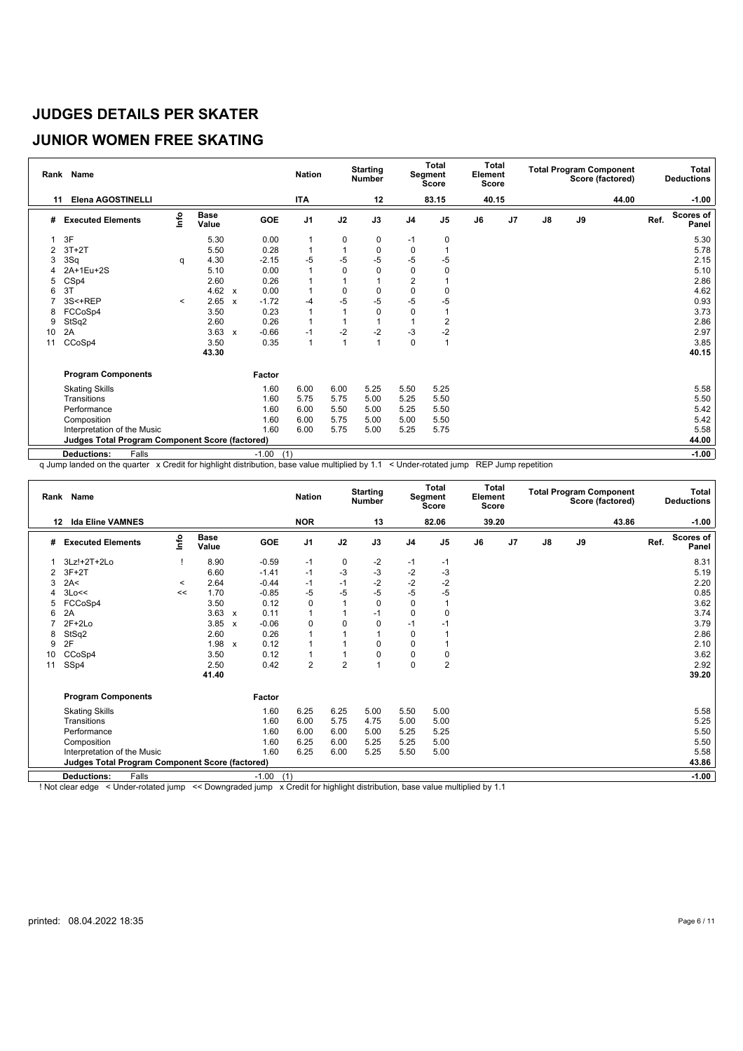# JUDGES DETAILS PER SKATER

## JUNIOR WOMEN FREE SKATING

| Rank | Name | Nation | Starting Number | Total Segment Score | Total Element Score | Total Program Component Score (factored) | Total Deductions |
|---|---|---|---|---|---|---|---|
| 11 | Elena AGOSTINELLI | ITA | 12 | 83.15 | 40.15 | 44.00 | -1.00 |

| # | Executed Elements | Info | Base Value | | GOE | J1 | J2 | J3 | J4 | J5 | J6 | J7 | J8 | J9 | Ref. | Scores of Panel |
|---|---|---|---|---|---|---|---|---|---|---|---|---|---|---|---|---|
| 1 | 3F | | 5.30 | | 0.00 | 1 | 0 | 0 | -1 | 0 | | | | | | 5.30 |
| 2 | 3T+2T | | 5.50 | | 0.28 | 1 | 1 | 0 | 0 | 1 | | | | | | 5.78 |
| 3 | 3Sq | q | 4.30 | | -2.15 | -5 | -5 | -5 | -5 | -5 | | | | | | 2.15 |
| 4 | 2A+1Eu+2S | | 5.10 | | 0.00 | 1 | 0 | 0 | 0 | 0 | | | | | | 5.10 |
| 5 | CSp4 | | 2.60 | | 0.26 | 1 | 1 | 1 | 2 | 1 | | | | | | 2.86 |
| 6 | 3T | | 4.62 | x | 0.00 | 1 | 0 | 0 | 0 | 0 | | | | | | 4.62 |
| 7 | 3S<+REP | < | 2.65 | x | -1.72 | -4 | -5 | -5 | -5 | -5 | | | | | | 0.93 |
| 8 | FCCoSp4 | | 3.50 | | 0.23 | 1 | 1 | 0 | 0 | 1 | | | | | | 3.73 |
| 9 | StSq2 | | 2.60 | | 0.26 | 1 | 1 | 1 | 1 | 2 | | | | | | 2.86 |
| 10 | 2A | | 3.63 | x | -0.66 | -1 | -2 | -2 | -3 | -2 | | | | | | 2.97 |
| 11 | CCoSp4 | | 3.50 | | 0.35 | 1 | 1 | 1 | 0 | 1 | | | | | | 3.85 |
| | | | 43.30 | | | | | | | | | | | | | 40.15 |

| Program Components | Factor | J1 | J2 | J3 | J4 | J5 | J6 | J7 | J8 | J9 | | Scores of Panel |
|---|---|---|---|---|---|---|---|---|---|---|---|---|
| Skating Skills | 1.60 | 6.00 | 6.00 | 5.25 | 5.50 | 5.25 | | | | | | 5.58 |
| Transitions | 1.60 | 5.75 | 5.75 | 5.00 | 5.25 | 5.50 | | | | | | 5.50 |
| Performance | 1.60 | 6.00 | 5.50 | 5.00 | 5.25 | 5.50 | | | | | | 5.42 |
| Composition | 1.60 | 6.00 | 5.75 | 5.00 | 5.00 | 5.50 | | | | | | 5.42 |
| Interpretation of the Music | 1.60 | 6.00 | 5.75 | 5.00 | 5.25 | 5.75 | | | | | | 5.58 |
| Judges Total Program Component Score (factored) | | | | | | | | | | | | 44.00 |
| Deductions: Falls | -1.00 (1) | | | | | | | | | | | -1.00 |

q Jump landed on the quarter x Credit for highlight distribution, base value multiplied by 1.1 < Under-rotated jump REP Jump repetition

| Rank | Name | Nation | Starting Number | Total Segment Score | Total Element Score | Total Program Component Score (factored) | Total Deductions |
|---|---|---|---|---|---|---|---|
| 12 | Ida Eline VAMNES | NOR | 13 | 82.06 | 39.20 | 43.86 | -1.00 |

| # | Executed Elements | Info | Base Value | | GOE | J1 | J2 | J3 | J4 | J5 | J6 | J7 | J8 | J9 | Ref. | Scores of Panel |
|---|---|---|---|---|---|---|---|---|---|---|---|---|---|---|---|---|
| 1 | 3Lz!+2T+2Lo | ! | 8.90 | | -0.59 | -1 | 0 | -2 | -1 | -1 | | | | | | 8.31 |
| 2 | 3F+2T | | 6.60 | | -1.41 | -1 | -3 | -3 | -2 | -3 | | | | | | 5.19 |
| 3 | 2A< | < | 2.64 | | -0.44 | -1 | -1 | -2 | -2 | -2 | | | | | | 2.20 |
| 4 | 3Lo<< | << | 1.70 | | -0.85 | -5 | -5 | -5 | -5 | -5 | | | | | | 0.85 |
| 5 | FCCoSp4 | | 3.50 | | 0.12 | 0 | 1 | 0 | 0 | 1 | | | | | | 3.62 |
| 6 | 2A | | 3.63 | x | 0.11 | 1 | 1 | -1 | 0 | 0 | | | | | | 3.74 |
| 7 | 2F+2Lo | | 3.85 | x | -0.06 | 0 | 0 | 0 | -1 | -1 | | | | | | 3.79 |
| 8 | StSq2 | | 2.60 | | 0.26 | 1 | 1 | 1 | 0 | 1 | | | | | | 2.86 |
| 9 | 2F | | 1.98 | x | 0.12 | 1 | 1 | 0 | 0 | 1 | | | | | | 2.10 |
| 10 | CCoSp4 | | 3.50 | | 0.12 | 1 | 1 | 0 | 0 | 0 | | | | | | 3.62 |
| 11 | SSp4 | | 2.50 | | 0.42 | 2 | 2 | 1 | 0 | 2 | | | | | | 2.92 |
| | | | 41.40 | | | | | | | | | | | | | 39.20 |

| Program Components | Factor | J1 | J2 | J3 | J4 | J5 | J6 | J7 | J8 | J9 | | Scores of Panel |
|---|---|---|---|---|---|---|---|---|---|---|---|---|
| Skating Skills | 1.60 | 6.25 | 6.25 | 5.00 | 5.50 | 5.00 | | | | | | 5.58 |
| Transitions | 1.60 | 6.00 | 5.75 | 4.75 | 5.00 | 5.00 | | | | | | 5.25 |
| Performance | 1.60 | 6.00 | 6.00 | 5.00 | 5.25 | 5.25 | | | | | | 5.50 |
| Composition | 1.60 | 6.25 | 6.00 | 5.25 | 5.25 | 5.00 | | | | | | 5.50 |
| Interpretation of the Music | 1.60 | 6.25 | 6.00 | 5.25 | 5.50 | 5.00 | | | | | | 5.58 |
| Judges Total Program Component Score (factored) | | | | | | | | | | | | 43.86 |
| Deductions: Falls | -1.00 (1) | | | | | | | | | | | -1.00 |

! Not clear edge < Under-rotated jump << Downgraded jump x Credit for highlight distribution, base value multiplied by 1.1

printed: 08.04.2022 18:35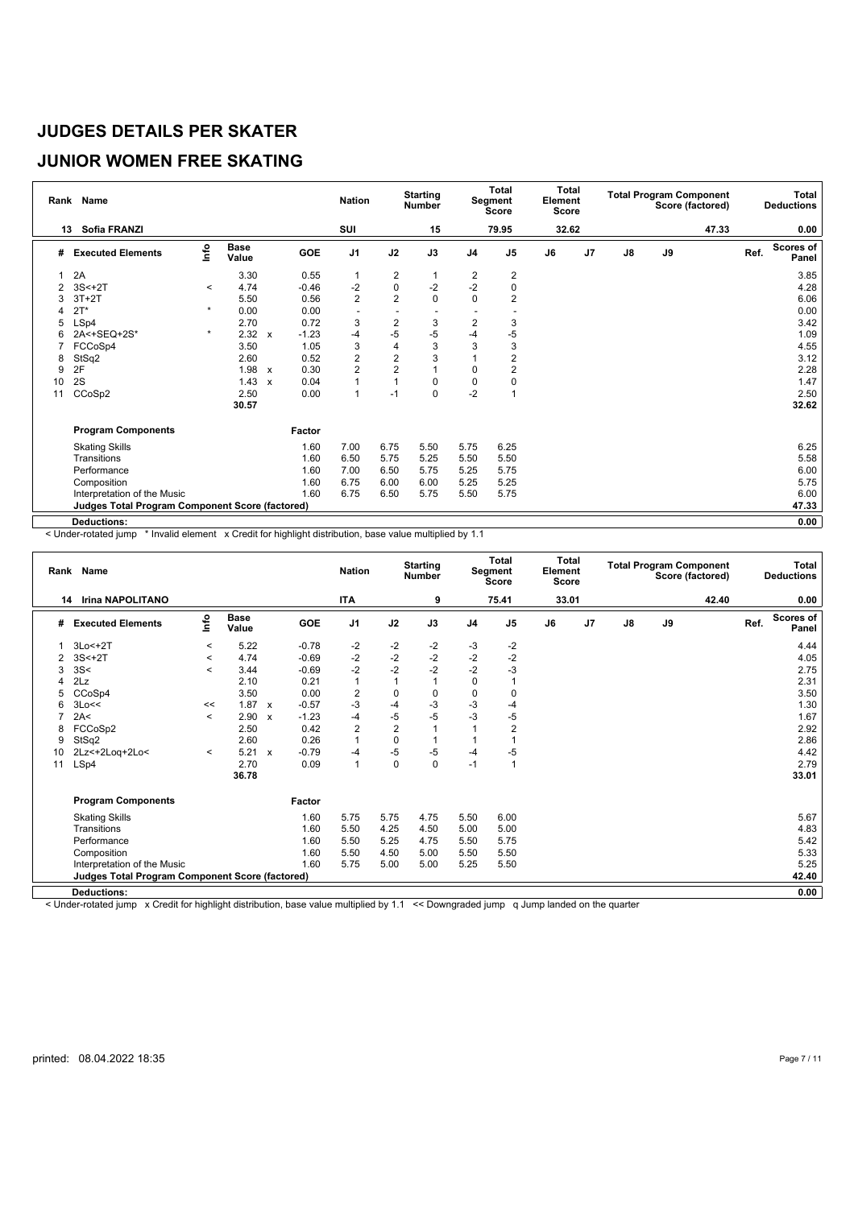# JUDGES DETAILS PER SKATER

## JUNIOR WOMEN FREE SKATING

| Rank | Name | Nation | Starting Number | Total Segment Score | Total Element Score | Total Program Component Score (factored) | Total Deductions |
|---|---|---|---|---|---|---|---|
| 13 | Sofia FRANZI | SUI | 15 | 79.95 | 32.62 | 47.33 | 0.00 |

| # | Executed Elements | Info | Base Value | | GOE | J1 | J2 | J3 | J4 | J5 | J6 | J7 | J8 | J9 | Ref. | Scores of Panel |
|---|---|---|---|---|---|---|---|---|---|---|---|---|---|---|---|---|
| 1 | 2A | | 3.30 | | 0.55 | 1 | 2 | 1 | 2 | 2 | | | | | | 3.85 |
| 2 | 3S<+2T | < | 4.74 | | -0.46 | -2 | 0 | -2 | -2 | 0 | | | | | | 4.28 |
| 3 | 3T+2T | | 5.50 | | 0.56 | 2 | 2 | 0 | 0 | 2 | | | | | | 6.06 |
| 4 | 2T* | * | 0.00 | | 0.00 | - | - | - | - | - | | | | | | 0.00 |
| 5 | LSp4 | | 2.70 | | 0.72 | 3 | 2 | 3 | 2 | 3 | | | | | | 3.42 |
| 6 | 2A<+SEQ+2S* | * | 2.32 | x | -1.23 | -4 | -5 | -5 | -4 | -5 | | | | | | 1.09 |
| 7 | FCCoSp4 | | 3.50 | | 1.05 | 3 | 4 | 3 | 3 | 3 | | | | | | 4.55 |
| 8 | StSq2 | | 2.60 | | 0.52 | 2 | 2 | 3 | 1 | 2 | | | | | | 3.12 |
| 9 | 2F | | 1.98 | x | 0.30 | 2 | 2 | 1 | 0 | 2 | | | | | | 2.28 |
| 10 | 2S | | 1.43 | x | 0.04 | 1 | 1 | 0 | 0 | 0 | | | | | | 1.47 |
| 11 | CCoSp2 | | 2.50 | | 0.00 | 1 | -1 | 0 | -2 | 1 | | | | | | 2.50 |
| | | | 30.57 | | | | | | | | | | | | | 32.62 |

| Program Components | Factor | J1 | J2 | J3 | J4 | J5 | J6 | J7 | J8 | J9 | Scores of Panel |
|---|---|---|---|---|---|---|---|---|---|---|---|
| Skating Skills | 1.60 | 7.00 | 6.75 | 5.50 | 5.75 | 6.25 | | | | | 6.25 |
| Transitions | 1.60 | 6.50 | 5.75 | 5.25 | 5.50 | 5.50 | | | | | 5.58 |
| Performance | 1.60 | 7.00 | 6.50 | 5.75 | 5.25 | 5.75 | | | | | 6.00 |
| Composition | 1.60 | 6.75 | 6.00 | 6.00 | 5.25 | 5.25 | | | | | 5.75 |
| Interpretation of the Music | 1.60 | 6.75 | 6.50 | 5.75 | 5.50 | 5.75 | | | | | 6.00 |
| **Judges Total Program Component Score (factored)** | | | | | | | | | | | **47.33** |
| **Deductions:** | | | | | | | | | | | **0.00** |

< Under-rotated jump * Invalid element x Credit for highlight distribution, base value multiplied by 1.1

| Rank | Name | Nation | Starting Number | Total Segment Score | Total Element Score | Total Program Component Score (factored) | Total Deductions |
|---|---|---|---|---|---|---|---|
| 14 | Irina NAPOLITANO | ITA | 9 | 75.41 | 33.01 | 42.40 | 0.00 |

| # | Executed Elements | Info | Base Value | | GOE | J1 | J2 | J3 | J4 | J5 | J6 | J7 | J8 | J9 | Ref. | Scores of Panel |
|---|---|---|---|---|---|---|---|---|---|---|---|---|---|---|---|---|
| 1 | 3Lo<+2T | < | 5.22 | | -0.78 | -2 | -2 | -2 | -3 | -2 | | | | | | 4.44 |
| 2 | 3S<+2T | < | 4.74 | | -0.69 | -2 | -2 | -2 | -2 | -2 | | | | | | 4.05 |
| 3 | 3S< | < | 3.44 | | -0.69 | -2 | -2 | -2 | -2 | -3 | | | | | | 2.75 |
| 4 | 2Lz | | 2.10 | | 0.21 | 1 | 1 | 1 | 0 | 1 | | | | | | 2.31 |
| 5 | CCoSp4 | | 3.50 | | 0.00 | 2 | 0 | 0 | 0 | 0 | | | | | | 3.50 |
| 6 | 3Lo<< | << | 1.87 | x | -0.57 | -3 | -4 | -3 | -3 | -4 | | | | | | 1.30 |
| 7 | 2A< | < | 2.90 | x | -1.23 | -4 | -5 | -5 | -3 | -5 | | | | | | 1.67 |
| 8 | FCCoSp2 | | 2.50 | | 0.42 | 2 | 2 | 1 | 1 | 2 | | | | | | 2.92 |
| 9 | StSq2 | | 2.60 | | 0.26 | 1 | 0 | 1 | 1 | 1 | | | | | | 2.86 |
| 10 | 2Lz<+2Loq+2Lo< | < | 5.21 | x | -0.79 | -4 | -5 | -5 | -4 | -5 | | | | | | 4.42 |
| 11 | LSp4 | | 2.70 | | 0.09 | 1 | 0 | 0 | -1 | 1 | | | | | | 2.79 |
| | | | 36.78 | | | | | | | | | | | | | 33.01 |

| Program Components | Factor | J1 | J2 | J3 | J4 | J5 | J6 | J7 | J8 | J9 | Scores of Panel |
|---|---|---|---|---|---|---|---|---|---|---|---|
| Skating Skills | 1.60 | 5.75 | 5.75 | 4.75 | 5.50 | 6.00 | | | | | 5.67 |
| Transitions | 1.60 | 5.50 | 4.25 | 4.50 | 5.00 | 5.00 | | | | | 4.83 |
| Performance | 1.60 | 5.50 | 5.25 | 4.75 | 5.50 | 5.75 | | | | | 5.42 |
| Composition | 1.60 | 5.50 | 4.50 | 5.00 | 5.50 | 5.50 | | | | | 5.33 |
| Interpretation of the Music | 1.60 | 5.75 | 5.00 | 5.00 | 5.25 | 5.50 | | | | | 5.25 |
| **Judges Total Program Component Score (factored)** | | | | | | | | | | | **42.40** |
| **Deductions:** | | | | | | | | | | | **0.00** |

< Under-rotated jump x Credit for highlight distribution, base value multiplied by 1.1 << Downgraded jump q Jump landed on the quarter

printed: 08.04.2022 18:35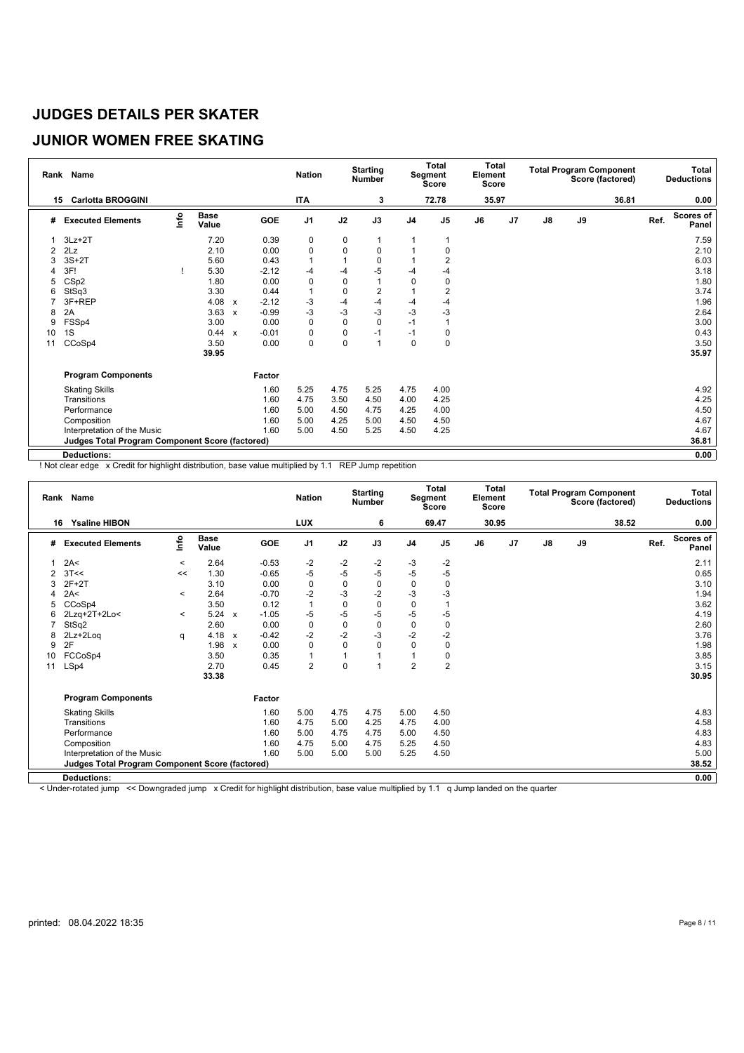# JUDGES DETAILS PER SKATER

## JUNIOR WOMEN FREE SKATING

| Rank | Name | Nation | Starting Number | Total Segment Score | Total Element Score | Total Program Component Score (factored) | Total Deductions |
|---|---|---|---|---|---|---|---|
| 15 | Carlotta BROGGINI | ITA | 3 | 72.78 | 35.97 | 36.81 | 0.00 |

| # | Executed Elements | Info | Base Value | | GOE | J1 | J2 | J3 | J4 | J5 | J6 | J7 | J8 | J9 | Ref. | Scores of Panel |
|---|---|---|---|---|---|---|---|---|---|---|---|---|---|---|---|---|
| 1 | 3Lz+2T | | 7.20 | | 0.39 | 0 | 0 | 1 | 1 | 1 | | | | | | 7.59 |
| 2 | 2Lz | | 2.10 | | 0.00 | 0 | 0 | 0 | 1 | 0 | | | | | | 2.10 |
| 3 | 3S+2T | | 5.60 | | 0.43 | 1 | 1 | 0 | 1 | 2 | | | | | | 6.03 |
| 4 | 3F! | ! | 5.30 | | -2.12 | -4 | -4 | -5 | -4 | -4 | | | | | | 3.18 |
| 5 | CSp2 | | 1.80 | | 0.00 | 0 | 0 | 1 | 0 | 0 | | | | | | 1.80 |
| 6 | StSq3 | | 3.30 | | 0.44 | 1 | 0 | 2 | 1 | 2 | | | | | | 3.74 |
| 7 | 3F+REP | | 4.08 | x | -2.12 | -3 | -4 | -4 | -4 | -4 | | | | | | 1.96 |
| 8 | 2A | | 3.63 | x | -0.99 | -3 | -3 | -3 | -3 | -3 | | | | | | 2.64 |
| 9 | FSSp4 | | 3.00 | | 0.00 | 0 | 0 | 0 | -1 | 1 | | | | | | 3.00 |
| 10 | 1S | | 0.44 | x | -0.01 | 0 | 0 | -1 | -1 | 0 | | | | | | 0.43 |
| 11 | CCoSp4 | | 3.50 | | 0.00 | 0 | 0 | 1 | 0 | 0 | | | | | | 3.50 |
| | | | 39.95 | | | | | | | | | | | | | 35.97 |

| Program Components | Factor | J1 | J2 | J3 | J4 | J5 | J6 | J7 | J8 | J9 | Ref. | Scores of Panel |
|---|---|---|---|---|---|---|---|---|---|---|---|---|
| Skating Skills | 1.60 | 5.25 | 4.75 | 5.25 | 4.75 | 4.00 | | | | | | 4.92 |
| Transitions | 1.60 | 4.75 | 3.50 | 4.50 | 4.00 | 4.25 | | | | | | 4.25 |
| Performance | 1.60 | 5.00 | 4.50 | 4.75 | 4.25 | 4.00 | | | | | | 4.50 |
| Composition | 1.60 | 5.00 | 4.25 | 5.00 | 4.50 | 4.50 | | | | | | 4.67 |
| Interpretation of the Music | 1.60 | 5.00 | 4.50 | 5.25 | 4.50 | 4.25 | | | | | | 4.67 |
| Judges Total Program Component Score (factored) | | | | | | | | | | | | 36.81 |
| Deductions: | | | | | | | | | | | | 0.00 |

! Not clear edge x Credit for highlight distribution, base value multiplied by 1.1 REP Jump repetition

| Rank | Name | Nation | Starting Number | Total Segment Score | Total Element Score | Total Program Component Score (factored) | Total Deductions |
|---|---|---|---|---|---|---|---|
| 16 | Ysaline HIBON | LUX | 6 | 69.47 | 30.95 | 38.52 | 0.00 |

| # | Executed Elements | Info | Base Value | | GOE | J1 | J2 | J3 | J4 | J5 | J6 | J7 | J8 | J9 | Ref. | Scores of Panel |
|---|---|---|---|---|---|---|---|---|---|---|---|---|---|---|---|---|
| 1 | 2A< | < | 2.64 | | -0.53 | -2 | -2 | -2 | -3 | -2 | | | | | | 2.11 |
| 2 | 3T<< | << | 1.30 | | -0.65 | -5 | -5 | -5 | -5 | -5 | | | | | | 0.65 |
| 3 | 2F+2T | | 3.10 | | 0.00 | 0 | 0 | 0 | 0 | 0 | | | | | | 3.10 |
| 4 | 2A< | < | 2.64 | | -0.70 | -2 | -3 | -2 | -3 | -3 | | | | | | 1.94 |
| 5 | CCoSp4 | | 3.50 | | 0.12 | 1 | 0 | 0 | 0 | 1 | | | | | | 3.62 |
| 6 | 2Lzq+2T+2Lo< | < | 5.24 | x | -1.05 | -5 | -5 | -5 | -5 | -5 | | | | | | 4.19 |
| 7 | StSq2 | | 2.60 | | 0.00 | 0 | 0 | 0 | 0 | 0 | | | | | | 2.60 |
| 8 | 2Lz+2Loq | q | 4.18 | x | -0.42 | -2 | -2 | -3 | -2 | -2 | | | | | | 3.76 |
| 9 | 2F | | 1.98 | x | 0.00 | 0 | 0 | 0 | 0 | 0 | | | | | | 1.98 |
| 10 | FCCoSp4 | | 3.50 | | 0.35 | 1 | 1 | 1 | 1 | 0 | | | | | | 3.85 |
| 11 | LSp4 | | 2.70 | | 0.45 | 2 | 0 | 1 | 2 | 2 | | | | | | 3.15 |
| | | | 33.38 | | | | | | | | | | | | | 30.95 |

| Program Components | Factor | J1 | J2 | J3 | J4 | J5 | J6 | J7 | J8 | J9 | Ref. | Scores of Panel |
|---|---|---|---|---|---|---|---|---|---|---|---|---|
| Skating Skills | 1.60 | 5.00 | 4.75 | 4.75 | 5.00 | 4.50 | | | | | | 4.83 |
| Transitions | 1.60 | 4.75 | 5.00 | 4.25 | 4.75 | 4.00 | | | | | | 4.58 |
| Performance | 1.60 | 5.00 | 4.75 | 4.75 | 5.00 | 4.50 | | | | | | 4.83 |
| Composition | 1.60 | 4.75 | 5.00 | 4.75 | 5.25 | 4.50 | | | | | | 4.83 |
| Interpretation of the Music | 1.60 | 5.00 | 5.00 | 5.00 | 5.25 | 4.50 | | | | | | 5.00 |
| Judges Total Program Component Score (factored) | | | | | | | | | | | | 38.52 |
| Deductions: | | | | | | | | | | | | 0.00 |

< Under-rotated jump << Downgraded jump x Credit for highlight distribution, base value multiplied by 1.1 q Jump landed on the quarter

printed: 08.04.2022 18:35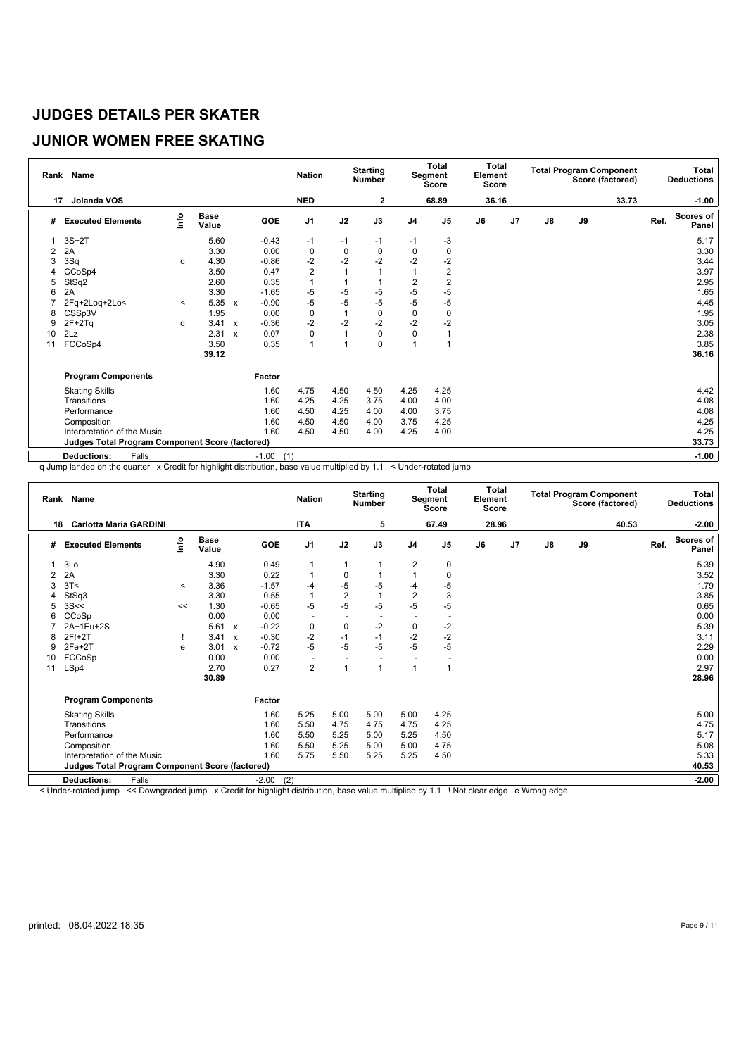# JUDGES DETAILS PER SKATER

## JUNIOR WOMEN FREE SKATING

| Rank | Name | Nation | Starting Number | Total Segment Score | Total Element Score | Total Program Component Score (factored) | Total Deductions |
|---|---|---|---|---|---|---|---|
| 17 | Jolanda VOS | NED | 2 | 68.89 | 36.16 | 33.73 | -1.00 |

| # | Executed Elements | Info | Base Value | | GOE | J1 | J2 | J3 | J4 | J5 | J6 | J7 | J8 | J9 | Ref. | Scores of Panel |
|---|---|---|---|---|---|---|---|---|---|---|---|---|---|---|---|---|
| 1 | 3S+2T | | 5.60 | | -0.43 | -1 | -1 | -1 | -1 | -3 | | | | | | 5.17 |
| 2 | 2A | | 3.30 | | 0.00 | 0 | 0 | 0 | 0 | 0 | | | | | | 3.30 |
| 3 | 3Sq | q | 4.30 | | -0.86 | -2 | -2 | -2 | -2 | -2 | | | | | | 3.44 |
| 4 | CCoSp4 | | 3.50 | | 0.47 | 2 | 1 | 1 | 1 | 2 | | | | | | 3.97 |
| 5 | StSq2 | | 2.60 | | 0.35 | 1 | 1 | 1 | 2 | 2 | | | | | | 2.95 |
| 6 | 2A | | 3.30 | | -1.65 | -5 | -5 | -5 | -5 | -5 | | | | | | 1.65 |
| 7 | 2Fq+2Loq+2Lo< | < | 5.35 | x | -0.90 | -5 | -5 | -5 | -5 | -5 | | | | | | 4.45 |
| 8 | CSSp3V | | 1.95 | | 0.00 | 0 | 1 | 0 | 0 | 0 | | | | | | 1.95 |
| 9 | 2F+2Tq | q | 3.41 | x | -0.36 | -2 | -2 | -2 | -2 | -2 | | | | | | 3.05 |
| 10 | 2Lz | | 2.31 | x | 0.07 | 0 | 1 | 0 | 0 | 1 | | | | | | 2.38 |
| 11 | FCCoSp4 | | 3.50 | | 0.35 | 1 | 1 | 0 | 1 | 1 | | | | | | 3.85 |
| | | | 39.12 | | | | | | | | | | | | | 36.16 |
| | **Program Components** | | | | Factor | | | | | | | | | | | |
| | Skating Skills | | | | 1.60 | 4.75 | 4.50 | 4.50 | 4.25 | 4.25 | | | | | | 4.42 |
| | Transitions | | | | 1.60 | 4.25 | 4.25 | 3.75 | 4.00 | 4.00 | | | | | | 4.08 |
| | Performance | | | | 1.60 | 4.50 | 4.25 | 4.00 | 4.00 | 3.75 | | | | | | 4.08 |
| | Composition | | | | 1.60 | 4.50 | 4.50 | 4.00 | 3.75 | 4.25 | | | | | | 4.25 |
| | Interpretation of the Music | | | | 1.60 | 4.50 | 4.50 | 4.00 | 4.25 | 4.00 | | | | | | 4.25 |
| | **Judges Total Program Component Score (factored)** | | | | | | | | | | | | | | | 33.73 |
| | **Deductions:** Falls | | | | -1.00 (1) | | | | | | | | | | | -1.00 |

q Jump landed on the quarter x Credit for highlight distribution, base value multiplied by 1.1 < Under-rotated jump

| Rank | Name | Nation | Starting Number | Total Segment Score | Total Element Score | Total Program Component Score (factored) | Total Deductions |
|---|---|---|---|---|---|---|---|
| 18 | Carlotta Maria GARDINI | ITA | 5 | 67.49 | 28.96 | 40.53 | -2.00 |

| # | Executed Elements | Info | Base Value | | GOE | J1 | J2 | J3 | J4 | J5 | J6 | J7 | J8 | J9 | Ref. | Scores of Panel |
|---|---|---|---|---|---|---|---|---|---|---|---|---|---|---|---|---|
| 1 | 3Lo | | 4.90 | | 0.49 | 1 | 1 | 1 | 2 | 0 | | | | | | 5.39 |
| 2 | 2A | | 3.30 | | 0.22 | 1 | 0 | 1 | 1 | 0 | | | | | | 3.52 |
| 3 | 3T< | < | 3.36 | | -1.57 | -4 | -5 | -5 | -4 | -5 | | | | | | 1.79 |
| 4 | StSq3 | | 3.30 | | 0.55 | 1 | 2 | 1 | 2 | 3 | | | | | | 3.85 |
| 5 | 3S<< | << | 1.30 | | -0.65 | -5 | -5 | -5 | -5 | -5 | | | | | | 0.65 |
| 6 | CCoSp | | 0.00 | | 0.00 | - | - | - | - | - | | | | | | 0.00 |
| 7 | 2A+1Eu+2S | | 5.61 | x | -0.22 | 0 | 0 | -2 | 0 | -2 | | | | | | 5.39 |
| 8 | 2F!+2T | ! | 3.41 | x | -0.30 | -2 | -1 | -1 | -2 | -2 | | | | | | 3.11 |
| 9 | 2Fe+2T | e | 3.01 | x | -0.72 | -5 | -5 | -5 | -5 | -5 | | | | | | 2.29 |
| 10 | FCCoSp | | 0.00 | | 0.00 | - | - | - | - | - | | | | | | 0.00 |
| 11 | LSp4 | | 2.70 | | 0.27 | 2 | 1 | 1 | 1 | 1 | | | | | | 2.97 |
| | | | 30.89 | | | | | | | | | | | | | 28.96 |
| | **Program Components** | | | | Factor | | | | | | | | | | | |
| | Skating Skills | | | | 1.60 | 5.25 | 5.00 | 5.00 | 5.00 | 4.25 | | | | | | 5.00 |
| | Transitions | | | | 1.60 | 5.50 | 4.75 | 4.75 | 4.75 | 4.25 | | | | | | 4.75 |
| | Performance | | | | 1.60 | 5.50 | 5.25 | 5.00 | 5.25 | 4.50 | | | | | | 5.17 |
| | Composition | | | | 1.60 | 5.50 | 5.25 | 5.00 | 5.00 | 4.75 | | | | | | 5.08 |
| | Interpretation of the Music | | | | 1.60 | 5.75 | 5.50 | 5.25 | 5.25 | 4.50 | | | | | | 5.33 |
| | **Judges Total Program Component Score (factored)** | | | | | | | | | | | | | | | 40.53 |
| | **Deductions:** Falls | | | | -2.00 (2) | | | | | | | | | | | -2.00 |

< Under-rotated jump << Downgraded jump x Credit for highlight distribution, base value multiplied by 1.1 ! Not clear edge e Wrong edge

printed: 08.04.2022 18:35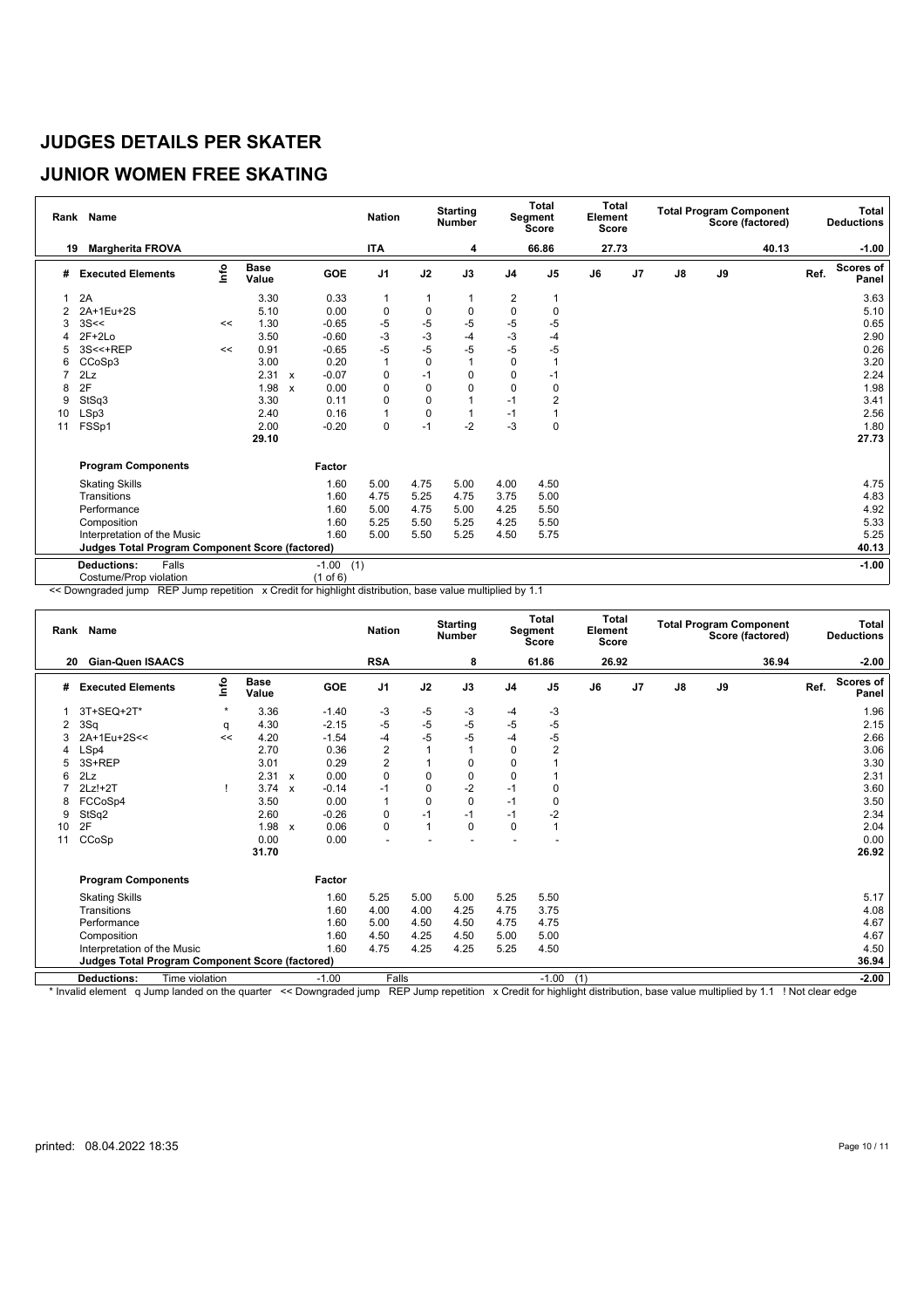# JUDGES DETAILS PER SKATER

## JUNIOR WOMEN FREE SKATING

| Rank | Name | Nation | Starting Number | Total Segment Score | Total Element Score | Total Program Component Score (factored) | Total Deductions |
|---|---|---|---|---|---|---|---|
| 19 | Margherita FROVA | ITA | 4 | 66.86 | 27.73 | 40.13 | -1.00 |

| # | Executed Elements | Info | Base Value | | GOE | J1 | J2 | J3 | J4 | J5 | J6 | J7 | J8 | J9 | Ref. | Scores of Panel |
|---|---|---|---|---|---|---|---|---|---|---|---|---|---|---|---|---|
| 1 | 2A | | 3.30 | | 0.33 | 1 | 1 | 1 | 2 | 1 | | | | | | 3.63 |
| 2 | 2A+1Eu+2S | | 5.10 | | 0.00 | 0 | 0 | 0 | 0 | 0 | | | | | | 5.10 |
| 3 | 3S<< | << | 1.30 | | -0.65 | -5 | -5 | -5 | -5 | -5 | | | | | | 0.65 |
| 4 | 2F+2Lo | | 3.50 | | -0.60 | -3 | -3 | -4 | -3 | -4 | | | | | | 2.90 |
| 5 | 3S<<+REP | << | 0.91 | | -0.65 | -5 | -5 | -5 | -5 | -5 | | | | | | 0.26 |
| 6 | CCoSp3 | | 3.00 | | 0.20 | 1 | 0 | 1 | 0 | 1 | | | | | | 3.20 |
| 7 | 2Lz | | 2.31 | x | -0.07 | 0 | -1 | 0 | 0 | -1 | | | | | | 2.24 |
| 8 | 2F | | 1.98 | x | 0.00 | 0 | 0 | 0 | 0 | 0 | | | | | | 1.98 |
| 9 | StSq3 | | 3.30 | | 0.11 | 0 | 0 | 1 | -1 | 2 | | | | | | 3.41 |
| 10 | LSp3 | | 2.40 | | 0.16 | 1 | 0 | 1 | -1 | 1 | | | | | | 2.56 |
| 11 | FSSp1 | | 2.00 | | -0.20 | 0 | -1 | -2 | -3 | 0 | | | | | | 1.80 |
| | | | 29.10 | | | | | | | | | | | | | 27.73 |

| Program Components | Factor | J1 | J2 | J3 | J4 | J5 | J6 | J7 | J8 | J9 | Ref. | Scores of Panel |
|---|---|---|---|---|---|---|---|---|---|---|---|---|
| Skating Skills | 1.60 | 5.00 | 4.75 | 5.00 | 4.00 | 4.50 | | | | | | 4.75 |
| Transitions | 1.60 | 4.75 | 5.25 | 4.75 | 3.75 | 5.00 | | | | | | 4.83 |
| Performance | 1.60 | 5.00 | 4.75 | 5.00 | 4.25 | 5.50 | | | | | | 4.92 |
| Composition | 1.60 | 5.25 | 5.50 | 5.25 | 4.25 | 5.50 | | | | | | 5.33 |
| Interpretation of the Music | 1.60 | 5.00 | 5.50 | 5.25 | 4.50 | 5.75 | | | | | | 5.25 |
| Judges Total Program Component Score (factored) | | | | | | | | | | | | 40.13 |

| Deductions: | | | | |
|---|---|---|---|---|
| Falls | -1.00 | (1) | | -1.00 |
| Costume/Prop violation | (1 of 6) | | | |

<< Downgraded jump REP Jump repetition x Credit for highlight distribution, base value multiplied by 1.1

| Rank | Name | Nation | Starting Number | Total Segment Score | Total Element Score | Total Program Component Score (factored) | Total Deductions |
|---|---|---|---|---|---|---|---|
| 20 | Gian-Quen ISAACS | RSA | 8 | 61.86 | 26.92 | 36.94 | -2.00 |

| # | Executed Elements | Info | Base Value | | GOE | J1 | J2 | J3 | J4 | J5 | J6 | J7 | J8 | J9 | Ref. | Scores of Panel |
|---|---|---|---|---|---|---|---|---|---|---|---|---|---|---|---|---|
| 1 | 3T+SEQ+2T* | * | 3.36 | | -1.40 | -3 | -5 | -3 | -4 | -3 | | | | | | 1.96 |
| 2 | 3Sq | q | 4.30 | | -2.15 | -5 | -5 | -5 | -5 | -5 | | | | | | 2.15 |
| 3 | 2A+1Eu+2S<< | << | 4.20 | | -1.54 | -4 | -5 | -5 | -4 | -5 | | | | | | 2.66 |
| 4 | LSp4 | | 2.70 | | 0.36 | 2 | 1 | 1 | 0 | 2 | | | | | | 3.06 |
| 5 | 3S+REP | | 3.01 | | 0.29 | 2 | 1 | 0 | 0 | 1 | | | | | | 3.30 |
| 6 | 2Lz | | 2.31 | x | 0.00 | 0 | 0 | 0 | 0 | 1 | | | | | | 2.31 |
| 7 | 2Lz!+2T | ! | 3.74 | x | -0.14 | -1 | 0 | -2 | -1 | 0 | | | | | | 3.60 |
| 8 | FCCoSp4 | | 3.50 | | 0.00 | 1 | 0 | 0 | -1 | 0 | | | | | | 3.50 |
| 9 | StSq2 | | 2.60 | | -0.26 | 0 | -1 | -1 | -1 | -2 | | | | | | 2.34 |
| 10 | 2F | | 1.98 | x | 0.06 | 0 | 1 | 0 | 0 | 1 | | | | | | 2.04 |
| 11 | CCoSp | | 0.00 | | 0.00 | - | - | - | - | - | | | | | | 0.00 |
| | | | 31.70 | | | | | | | | | | | | | 26.92 |

| Program Components | Factor | J1 | J2 | J3 | J4 | J5 | J6 | J7 | J8 | J9 | Ref. | Scores of Panel |
|---|---|---|---|---|---|---|---|---|---|---|---|---|
| Skating Skills | 1.60 | 5.25 | 5.00 | 5.00 | 5.25 | 5.50 | | | | | | 5.17 |
| Transitions | 1.60 | 4.00 | 4.00 | 4.25 | 4.75 | 3.75 | | | | | | 4.08 |
| Performance | 1.60 | 5.00 | 4.50 | 4.50 | 4.75 | 4.75 | | | | | | 4.67 |
| Composition | 1.60 | 4.50 | 4.25 | 4.50 | 5.00 | 5.00 | | | | | | 4.67 |
| Interpretation of the Music | 1.60 | 4.75 | 4.25 | 4.25 | 5.25 | 4.50 | | | | | | 4.50 |
| Judges Total Program Component Score (factored) | | | | | | | | | | | | 36.94 |

| Deductions: | | | | | | |
|---|---|---|---|---|---|---|
| Time violation | -1.00 | Falls | -1.00 | (1) | | -2.00 |

* Invalid element q Jump landed on the quarter << Downgraded jump REP Jump repetition x Credit for highlight distribution, base value multiplied by 1.1 ! Not clear edge

printed: 08.04.2022 18:35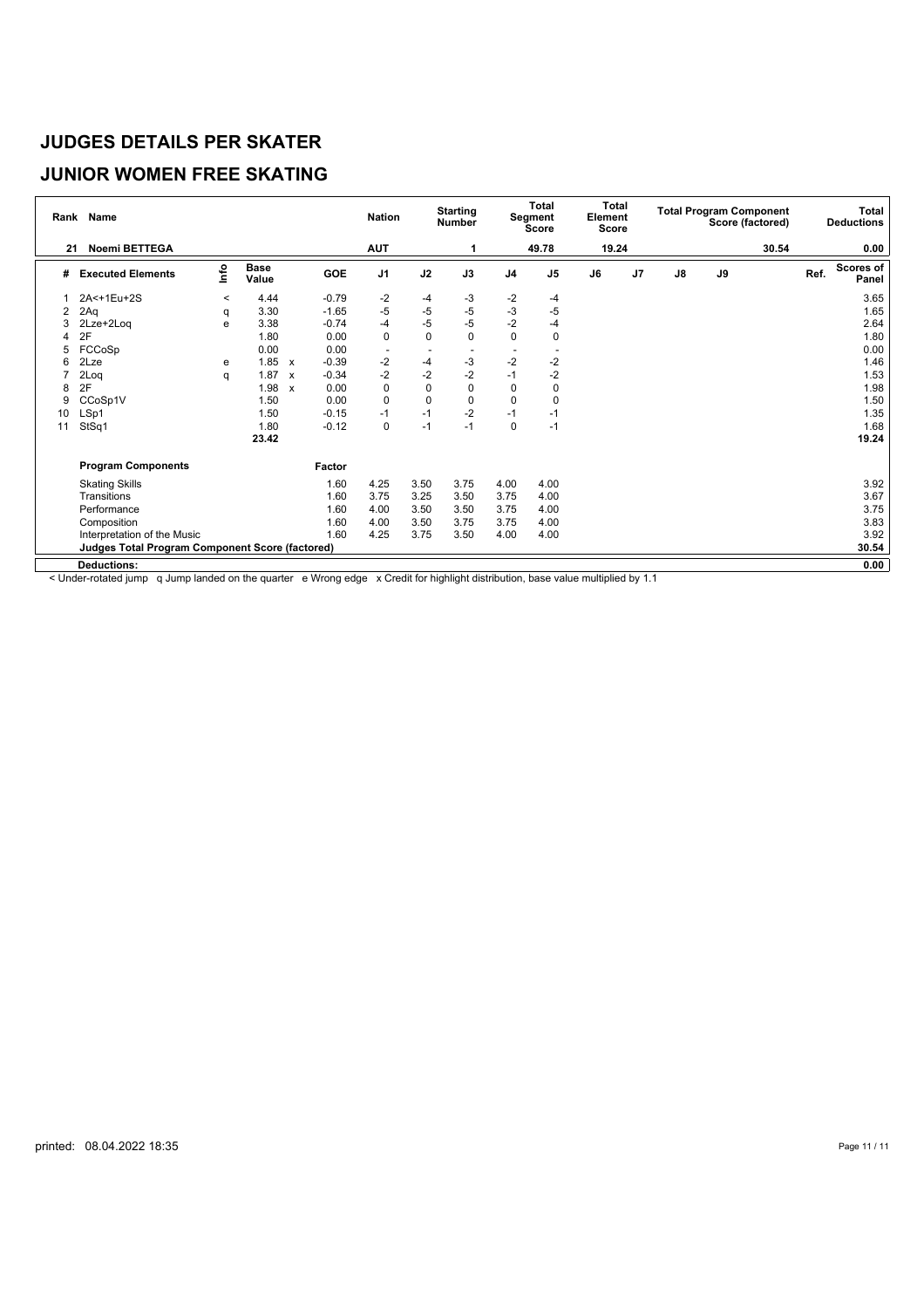# JUDGES DETAILS PER SKATER

## JUNIOR WOMEN FREE SKATING

| Rank | Name | Nation | Starting Number | Total Segment Score | Total Element Score | Total Program Component Score (factored) | Total Deductions |
|---|---|---|---|---|---|---|---|
| 21 | Noemi BETTEGA | AUT | 1 | 49.78 | 19.24 | 30.54 | 0.00 |

| # | Executed Elements | Info | Base Value | | GOE | J1 | J2 | J3 | J4 | J5 | J6 | J7 | J8 | J9 | Ref. | Scores of Panel |
|---|---|---|---|---|---|---|---|---|---|---|---|---|---|---|---|---|
| 1 | 2A<+1Eu+2S | < | 4.44 | | -0.79 | -2 | -4 | -3 | -2 | -4 | | | | | | 3.65 |
| 2 | 2Aq | q | 3.30 | | -1.65 | -5 | -5 | -5 | -3 | -5 | | | | | | 1.65 |
| 3 | 2Lze+2Loq | e | 3.38 | | -0.74 | -4 | -5 | -5 | -2 | -4 | | | | | | 2.64 |
| 4 | 2F | | 1.80 | | 0.00 | 0 | 0 | 0 | 0 | 0 | | | | | | 1.80 |
| 5 | FCCoSp | | 0.00 | | 0.00 | - | - | - | - | - | | | | | | 0.00 |
| 6 | 2Lze | e | 1.85 | x | -0.39 | -2 | -4 | -3 | -2 | -2 | | | | | | 1.46 |
| 7 | 2Loq | q | 1.87 | x | -0.34 | -2 | -2 | -2 | -1 | -2 | | | | | | 1.53 |
| 8 | 2F | | 1.98 | x | 0.00 | 0 | 0 | 0 | 0 | 0 | | | | | | 1.98 |
| 9 | CCoSp1V | | 1.50 | | 0.00 | 0 | 0 | 0 | 0 | 0 | | | | | | 1.50 |
| 10 | LSp1 | | 1.50 | | -0.15 | -1 | -1 | -2 | -1 | -1 | | | | | | 1.35 |
| 11 | StSq1 | | 1.80 | | -0.12 | 0 | -1 | -1 | 0 | -1 | | | | | | 1.68 |
| | | | 23.42 | | | | | | | | | | | | | 19.24 |

| Program Components | Factor | J1 | J2 | J3 | J4 | J5 | J6 | J7 | J8 | J9 | Scores of Panel |
|---|---|---|---|---|---|---|---|---|---|---|---|
| Skating Skills | 1.60 | 4.25 | 3.50 | 3.75 | 4.00 | 4.00 | | | | | 3.92 |
| Transitions | 1.60 | 3.75 | 3.25 | 3.50 | 3.75 | 4.00 | | | | | 3.67 |
| Performance | 1.60 | 4.00 | 3.50 | 3.50 | 3.75 | 4.00 | | | | | 3.75 |
| Composition | 1.60 | 4.00 | 3.50 | 3.75 | 3.75 | 4.00 | | | | | 3.83 |
| Interpretation of the Music | 1.60 | 4.25 | 3.75 | 3.50 | 4.00 | 4.00 | | | | | 3.92 |
| **Judges Total Program Component Score (factored)** | | | | | | | | | | | 30.54 |
| **Deductions:** | | | | | | | | | | | 0.00 |

< Under-rotated jump q Jump landed on the quarter e Wrong edge x Credit for highlight distribution, base value multiplied by 1.1

printed: 08.04.2022 18:35